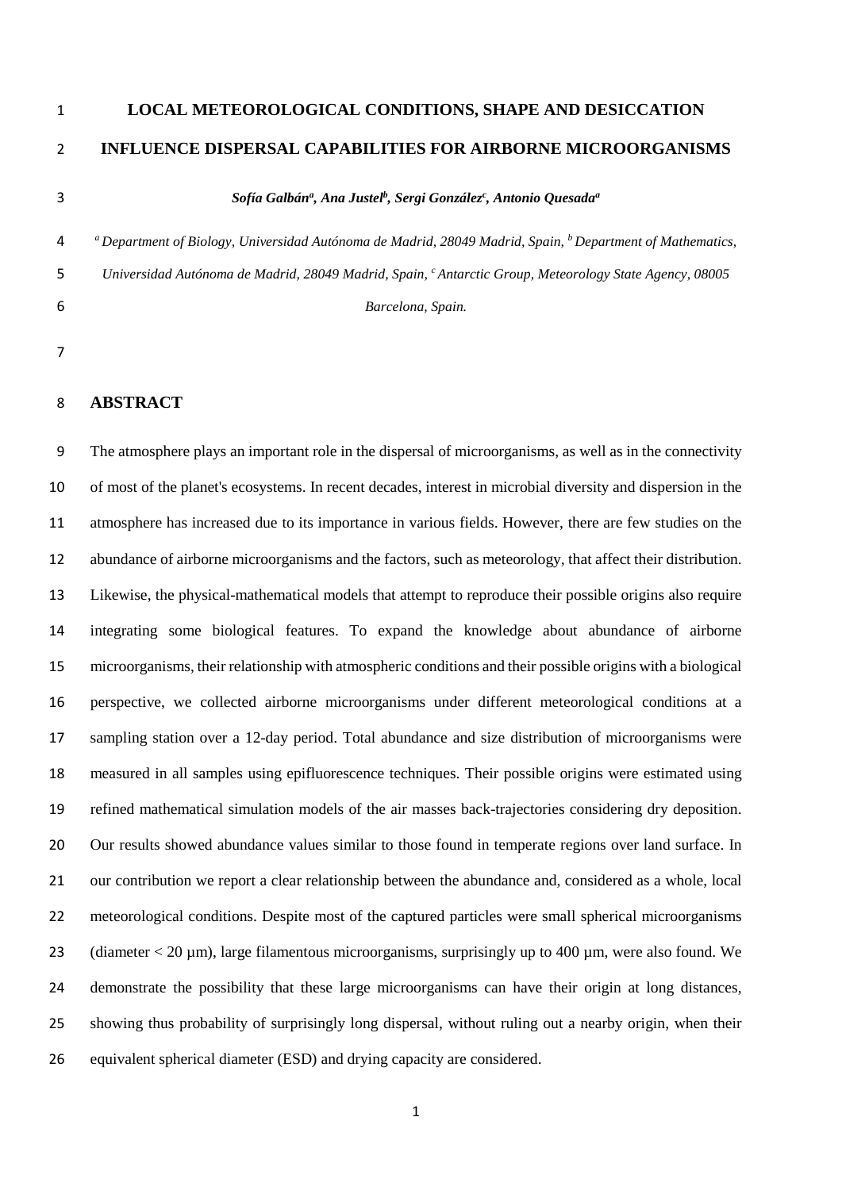# LOCAL METEOROLOGICAL CONDITIONS, SHAPE AND DESICCATION INFLUENCE DISPERSAL CAPABILITIES FOR AIRBORNE MICROORGANISMS

***Sofía Galbán[a], Ana Justel[b], Sergi González[c], Antonio Quesada[a]***

*[a] Department of Biology, Universidad Autónoma de Madrid, 28049 Madrid, Spain, [b] Department of Mathematics, Universidad Autónoma de Madrid, 28049 Madrid, Spain, [c] Antarctic Group, Meteorology State Agency, 08005 Barcelona, Spain.*

## ABSTRACT

The atmosphere plays an important role in the dispersal of microorganisms, as well as in the connectivity of most of the planet's ecosystems. In recent decades, interest in microbial diversity and dispersion in the atmosphere has increased due to its importance in various fields. However, there are few studies on the abundance of airborne microorganisms and the factors, such as meteorology, that affect their distribution. Likewise, the physical-mathematical models that attempt to reproduce their possible origins also require integrating some biological features. To expand the knowledge about abundance of airborne microorganisms, their relationship with atmospheric conditions and their possible origins with a biological perspective, we collected airborne microorganisms under different meteorological conditions at a sampling station over a 12-day period. Total abundance and size distribution of microorganisms were measured in all samples using epifluorescence techniques. Their possible origins were estimated using refined mathematical simulation models of the air masses back-trajectories considering dry deposition. Our results showed abundance values similar to those found in temperate regions over land surface. In our contribution we report a clear relationship between the abundance and, considered as a whole, local meteorological conditions. Despite most of the captured particles were small spherical microorganisms (diameter < 20 µm), large filamentous microorganisms, surprisingly up to 400 µm, were also found. We demonstrate the possibility that these large microorganisms can have their origin at long distances, showing thus probability of surprisingly long dispersal, without ruling out a nearby origin, when their equivalent spherical diameter (ESD) and drying capacity are considered.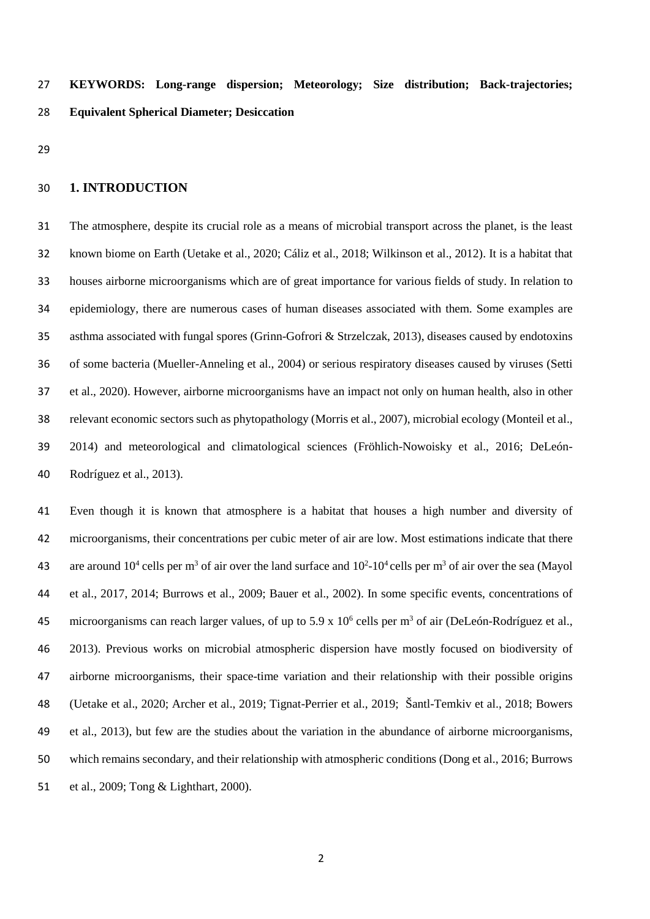**KEYWORDS: Long-range dispersion; Meteorology; Size distribution; Back-trajectories; Equivalent Spherical Diameter; Desiccation**

## 1. INTRODUCTION

The atmosphere, despite its crucial role as a means of microbial transport across the planet, is the least known biome on Earth (Uetake et al., 2020; Cáliz et al., 2018; Wilkinson et al., 2012). It is a habitat that houses airborne microorganisms which are of great importance for various fields of study. In relation to epidemiology, there are numerous cases of human diseases associated with them. Some examples are asthma associated with fungal spores (Grinn-Gofrori & Strzelczak, 2013), diseases caused by endotoxins of some bacteria (Mueller-Anneling et al., 2004) or serious respiratory diseases caused by viruses (Setti et al., 2020). However, airborne microorganisms have an impact not only on human health, also in other relevant economic sectors such as phytopathology (Morris et al., 2007), microbial ecology (Monteil et al., 2014) and meteorological and climatological sciences (Fröhlich-Nowoisky et al., 2016; DeLeón-Rodríguez et al., 2013).

Even though it is known that atmosphere is a habitat that houses a high number and diversity of microorganisms, their concentrations per cubic meter of air are low. Most estimations indicate that there are around $10^4$ cells per $m^3$ of air over the land surface and $10^2$-$10^4$ cells per $m^3$ of air over the sea (Mayol et al., 2017, 2014; Burrows et al., 2009; Bauer et al., 2002). In some specific events, concentrations of microorganisms can reach larger values, of up to $5.9 \times 10^6$ cells per $m^3$ of air (DeLeón-Rodríguez et al., 2013). Previous works on microbial atmospheric dispersion have mostly focused on biodiversity of airborne microorganisms, their space-time variation and their relationship with their possible origins (Uetake et al., 2020; Archer et al., 2019; Tignat-Perrier et al., 2019; Šantl-Temkiv et al., 2018; Bowers et al., 2013), but few are the studies about the variation in the abundance of airborne microorganisms, which remains secondary, and their relationship with atmospheric conditions (Dong et al., 2016; Burrows et al., 2009; Tong & Lighthart, 2000).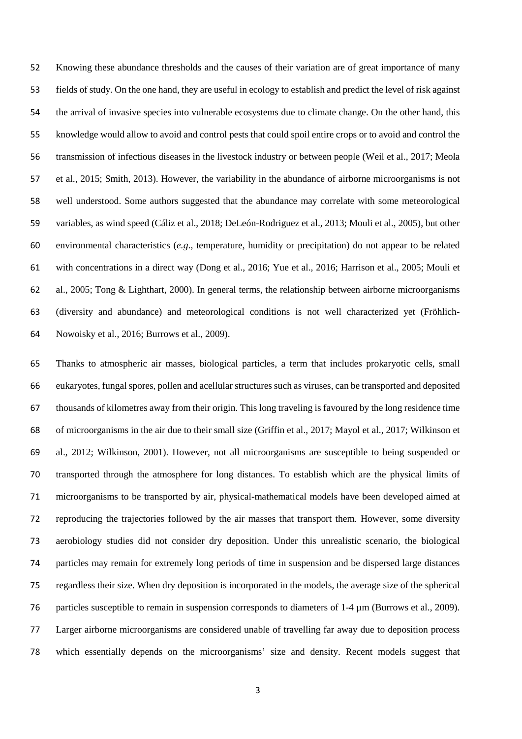Knowing these abundance thresholds and the causes of their variation are of great importance of many fields of study. On the one hand, they are useful in ecology to establish and predict the level of risk against the arrival of invasive species into vulnerable ecosystems due to climate change. On the other hand, this knowledge would allow to avoid and control pests that could spoil entire crops or to avoid and control the transmission of infectious diseases in the livestock industry or between people (Weil et al., 2017; Meola et al., 2015; Smith, 2013). However, the variability in the abundance of airborne microorganisms is not well understood. Some authors suggested that the abundance may correlate with some meteorological variables, as wind speed (Cáliz et al., 2018; DeLeón-Rodriguez et al., 2013; Mouli et al., 2005), but other environmental characteristics (*e.g*., temperature, humidity or precipitation) do not appear to be related with concentrations in a direct way (Dong et al., 2016; Yue et al., 2016; Harrison et al., 2005; Mouli et al., 2005; Tong & Lighthart, 2000). In general terms, the relationship between airborne microorganisms (diversity and abundance) and meteorological conditions is not well characterized yet (Fröhlich-Nowoisky et al., 2016; Burrows et al., 2009).

Thanks to atmospheric air masses, biological particles, a term that includes prokaryotic cells, small eukaryotes, fungal spores, pollen and acellular structures such as viruses, can be transported and deposited thousands of kilometres away from their origin. This long traveling is favoured by the long residence time of microorganisms in the air due to their small size (Griffin et al., 2017; Mayol et al., 2017; Wilkinson et al., 2012; Wilkinson, 2001). However, not all microorganisms are susceptible to being suspended or transported through the atmosphere for long distances. To establish which are the physical limits of microorganisms to be transported by air, physical-mathematical models have been developed aimed at reproducing the trajectories followed by the air masses that transport them. However, some diversity aerobiology studies did not consider dry deposition. Under this unrealistic scenario, the biological particles may remain for extremely long periods of time in suspension and be dispersed large distances regardless their size. When dry deposition is incorporated in the models, the average size of the spherical particles susceptible to remain in suspension corresponds to diameters of 1-4 µm (Burrows et al., 2009). Larger airborne microorganisms are considered unable of travelling far away due to deposition process which essentially depends on the microorganisms' size and density. Recent models suggest that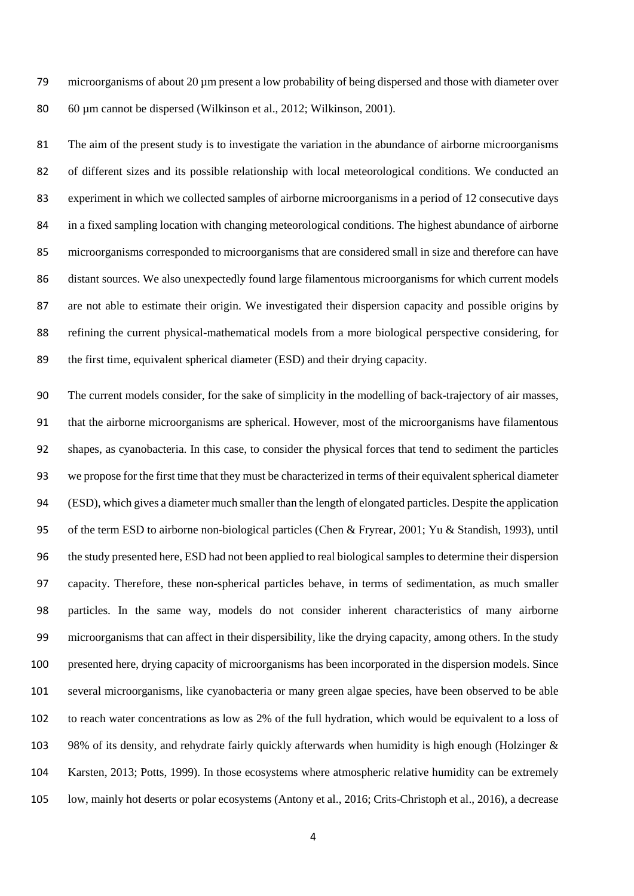microorganisms of about 20 µm present a low probability of being dispersed and those with diameter over 60 µm cannot be dispersed (Wilkinson et al., 2012; Wilkinson, 2001).

The aim of the present study is to investigate the variation in the abundance of airborne microorganisms of different sizes and its possible relationship with local meteorological conditions. We conducted an experiment in which we collected samples of airborne microorganisms in a period of 12 consecutive days in a fixed sampling location with changing meteorological conditions. The highest abundance of airborne microorganisms corresponded to microorganisms that are considered small in size and therefore can have distant sources. We also unexpectedly found large filamentous microorganisms for which current models are not able to estimate their origin. We investigated their dispersion capacity and possible origins by refining the current physical-mathematical models from a more biological perspective considering, for the first time, equivalent spherical diameter (ESD) and their drying capacity.

The current models consider, for the sake of simplicity in the modelling of back-trajectory of air masses, that the airborne microorganisms are spherical. However, most of the microorganisms have filamentous shapes, as cyanobacteria. In this case, to consider the physical forces that tend to sediment the particles we propose for the first time that they must be characterized in terms of their equivalent spherical diameter (ESD), which gives a diameter much smaller than the length of elongated particles. Despite the application of the term ESD to airborne non-biological particles (Chen & Fryrear, 2001; Yu & Standish, 1993), until the study presented here, ESD had not been applied to real biological samples to determine their dispersion capacity. Therefore, these non-spherical particles behave, in terms of sedimentation, as much smaller particles. In the same way, models do not consider inherent characteristics of many airborne microorganisms that can affect in their dispersibility, like the drying capacity, among others. In the study presented here, drying capacity of microorganisms has been incorporated in the dispersion models. Since several microorganisms, like cyanobacteria or many green algae species, have been observed to be able to reach water concentrations as low as 2% of the full hydration, which would be equivalent to a loss of 98% of its density, and rehydrate fairly quickly afterwards when humidity is high enough (Holzinger & Karsten, 2013; Potts, 1999). In those ecosystems where atmospheric relative humidity can be extremely low, mainly hot deserts or polar ecosystems (Antony et al., 2016; Crits-Christoph et al., 2016), a decrease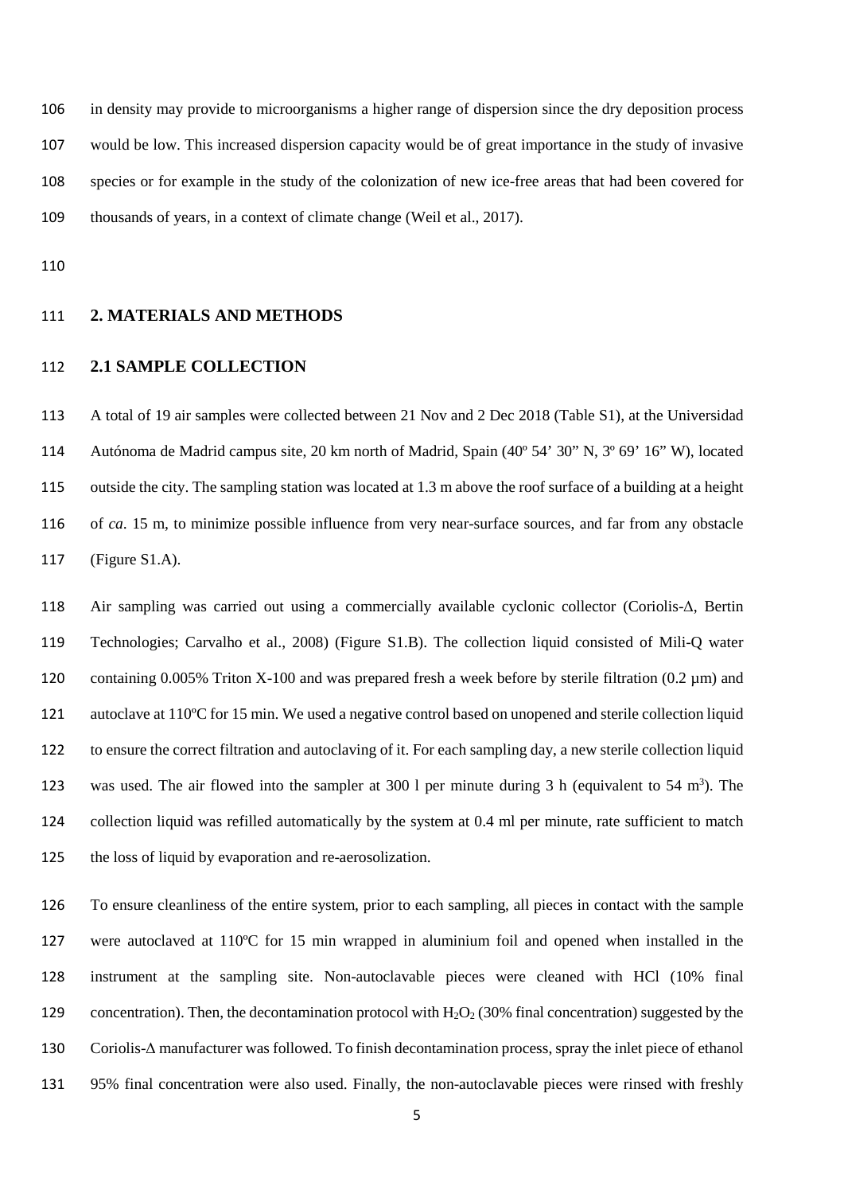in density may provide to microorganisms a higher range of dispersion since the dry deposition process would be low. This increased dispersion capacity would be of great importance in the study of invasive species or for example in the study of the colonization of new ice-free areas that had been covered for thousands of years, in a context of climate change (Weil et al., 2017).

## 2. MATERIALS AND METHODS

### 2.1 SAMPLE COLLECTION

A total of 19 air samples were collected between 21 Nov and 2 Dec 2018 (Table S1), at the Universidad Autónoma de Madrid campus site, 20 km north of Madrid, Spain (40º 54' 30" N, 3º 69' 16" W), located outside the city. The sampling station was located at 1.3 m above the roof surface of a building at a height of *ca*. 15 m, to minimize possible influence from very near-surface sources, and far from any obstacle (Figure S1.A).

Air sampling was carried out using a commercially available cyclonic collector (Coriolis-Δ, Bertin Technologies; Carvalho et al., 2008) (Figure S1.B). The collection liquid consisted of Mili-Q water containing 0.005% Triton X-100 and was prepared fresh a week before by sterile filtration (0.2 µm) and autoclave at 110ºC for 15 min. We used a negative control based on unopened and sterile collection liquid to ensure the correct filtration and autoclaving of it. For each sampling day, a new sterile collection liquid was used. The air flowed into the sampler at 300 l per minute during 3 h (equivalent to 54 $m^3$). The collection liquid was refilled automatically by the system at 0.4 ml per minute, rate sufficient to match the loss of liquid by evaporation and re-aerosolization.

To ensure cleanliness of the entire system, prior to each sampling, all pieces in contact with the sample were autoclaved at 110ºC for 15 min wrapped in aluminium foil and opened when installed in the instrument at the sampling site. Non-autoclavable pieces were cleaned with HCl (10% final concentration). Then, the decontamination protocol with $H_2O_2$ (30% final concentration) suggested by the Coriolis-Δ manufacturer was followed. To finish decontamination process, spray the inlet piece of ethanol 95% final concentration were also used. Finally, the non-autoclavable pieces were rinsed with freshly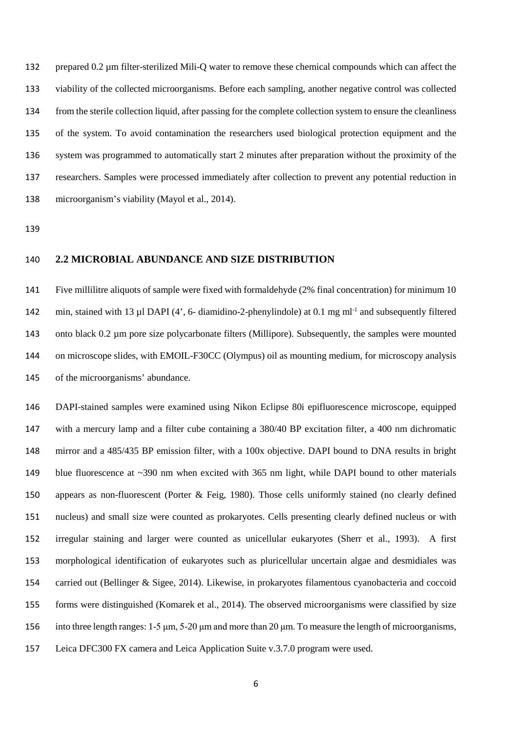prepared 0.2 µm filter-sterilized Mili-Q water to remove these chemical compounds which can affect the viability of the collected microorganisms. Before each sampling, another negative control was collected from the sterile collection liquid, after passing for the complete collection system to ensure the cleanliness of the system. To avoid contamination the researchers used biological protection equipment and the system was programmed to automatically start 2 minutes after preparation without the proximity of the researchers. Samples were processed immediately after collection to prevent any potential reduction in microorganism's viability (Mayol et al., 2014).

## 2.2 MICROBIAL ABUNDANCE AND SIZE DISTRIBUTION

Five millilitre aliquots of sample were fixed with formaldehyde (2% final concentration) for minimum 10 min, stained with 13 µl DAPI (4', 6- diamidino-2-phenylindole) at 0.1 mg $ml^{-1}$ and subsequently filtered onto black 0.2 µm pore size polycarbonate filters (Millipore). Subsequently, the samples were mounted on microscope slides, with EMOIL-F30CC (Olympus) oil as mounting medium, for microscopy analysis of the microorganisms' abundance.

DAPI-stained samples were examined using Nikon Eclipse 80i epifluorescence microscope, equipped with a mercury lamp and a filter cube containing a 380/40 BP excitation filter, a 400 nm dichromatic mirror and a 485/435 BP emission filter, with a 100x objective. DAPI bound to DNA results in bright blue fluorescence at ~390 nm when excited with 365 nm light, while DAPI bound to other materials appears as non-fluorescent (Porter & Feig, 1980). Those cells uniformly stained (no clearly defined nucleus) and small size were counted as prokaryotes. Cells presenting clearly defined nucleus or with irregular staining and larger were counted as unicellular eukaryotes (Sherr et al., 1993). A first morphological identification of eukaryotes such as pluricellular uncertain algae and desmidiales was carried out (Bellinger & Sigee, 2014). Likewise, in prokaryotes filamentous cyanobacteria and coccoid forms were distinguished (Komarek et al., 2014). The observed microorganisms were classified by size into three length ranges: 1-5 µm, 5-20 µm and more than 20 µm. To measure the length of microorganisms, Leica DFC300 FX camera and Leica Application Suite v.3.7.0 program were used.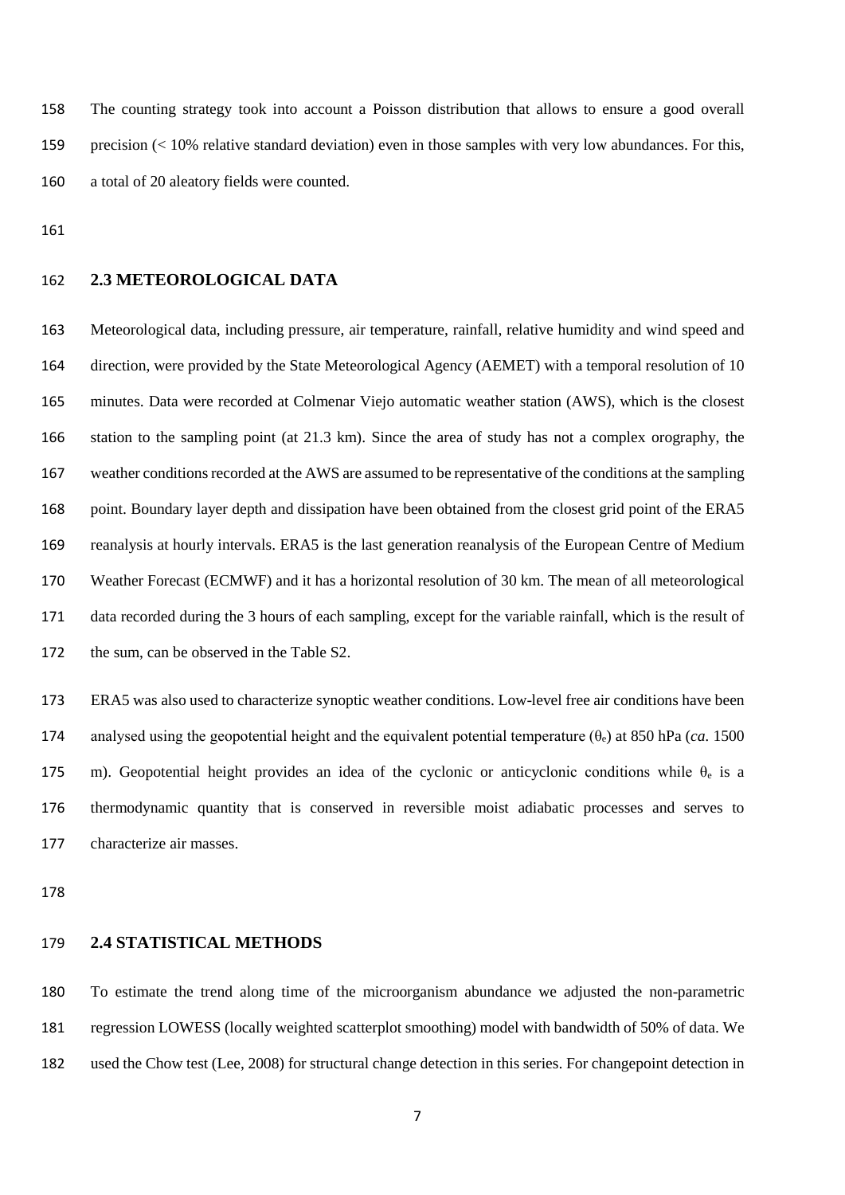The counting strategy took into account a Poisson distribution that allows to ensure a good overall precision (< 10% relative standard deviation) even in those samples with very low abundances. For this, a total of 20 aleatory fields were counted.

## 2.3 METEOROLOGICAL DATA

Meteorological data, including pressure, air temperature, rainfall, relative humidity and wind speed and direction, were provided by the State Meteorological Agency (AEMET) with a temporal resolution of 10 minutes. Data were recorded at Colmenar Viejo automatic weather station (AWS), which is the closest station to the sampling point (at 21.3 km). Since the area of study has not a complex orography, the weather conditions recorded at the AWS are assumed to be representative of the conditions at the sampling point. Boundary layer depth and dissipation have been obtained from the closest grid point of the ERA5 reanalysis at hourly intervals. ERA5 is the last generation reanalysis of the European Centre of Medium Weather Forecast (ECMWF) and it has a horizontal resolution of 30 km. The mean of all meteorological data recorded during the 3 hours of each sampling, except for the variable rainfall, which is the result of the sum, can be observed in the Table S2.

ERA5 was also used to characterize synoptic weather conditions. Low-level free air conditions have been analysed using the geopotential height and the equivalent potential temperature ($\theta_e$) at 850 hPa (*ca.* 1500 m). Geopotential height provides an idea of the cyclonic or anticyclonic conditions while $\theta_e$ is a thermodynamic quantity that is conserved in reversible moist adiabatic processes and serves to characterize air masses.

## 2.4 STATISTICAL METHODS

To estimate the trend along time of the microorganism abundance we adjusted the non-parametric regression LOWESS (locally weighted scatterplot smoothing) model with bandwidth of 50% of data. We used the Chow test (Lee, 2008) for structural change detection in this series. For changepoint detection in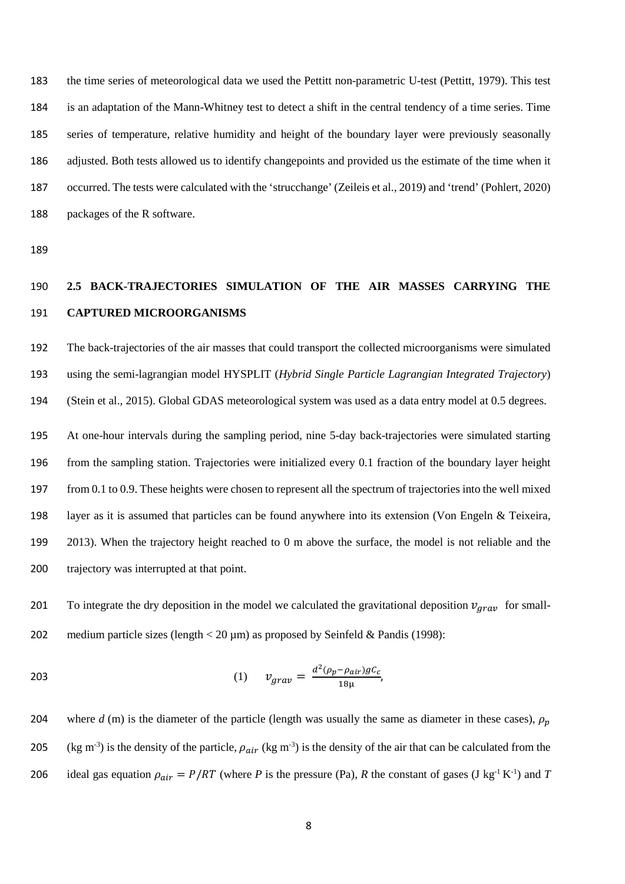the time series of meteorological data we used the Pettitt non-parametric U-test (Pettitt, 1979). This test is an adaptation of the Mann-Whitney test to detect a shift in the central tendency of a time series. Time series of temperature, relative humidity and height of the boundary layer were previously seasonally adjusted. Both tests allowed us to identify changepoints and provided us the estimate of the time when it occurred. The tests were calculated with the 'strucchange' (Zeileis et al., 2019) and 'trend' (Pohlert, 2020) packages of the R software.

## 2.5 BACK-TRAJECTORIES SIMULATION OF THE AIR MASSES CARRYING THE CAPTURED MICROORGANISMS

The back-trajectories of the air masses that could transport the collected microorganisms were simulated using the semi-lagrangian model HYSPLIT (*Hybrid Single Particle Lagrangian Integrated Trajectory*) (Stein et al., 2015). Global GDAS meteorological system was used as a data entry model at 0.5 degrees.

At one-hour intervals during the sampling period, nine 5-day back-trajectories were simulated starting from the sampling station. Trajectories were initialized every 0.1 fraction of the boundary layer height from 0.1 to 0.9. These heights were chosen to represent all the spectrum of trajectories into the well mixed layer as it is assumed that particles can be found anywhere into its extension (Von Engeln & Teixeira, 2013). When the trajectory height reached to 0 m above the surface, the model is not reliable and the trajectory was interrupted at that point.

To integrate the dry deposition in the model we calculated the gravitational deposition $v_{grav}$ for small-medium particle sizes (length < 20 µm) as proposed by Seinfeld & Pandis (1998):

$$(1) \quad v_{grav} = \frac{d^2(\rho_p - \rho_{air})gC_c}{18\mu},$$

where *d* (m) is the diameter of the particle (length was usually the same as diameter in these cases), $\rho_p$ (kg m$^{-3}$) is the density of the particle, $\rho_{air}$ (kg m$^{-3}$) is the density of the air that can be calculated from the ideal gas equation $\rho_{air} = P/RT$ (where *P* is the pressure (Pa), *R* the constant of gases (J kg$^{-1}$ K$^{-1}$) and *T*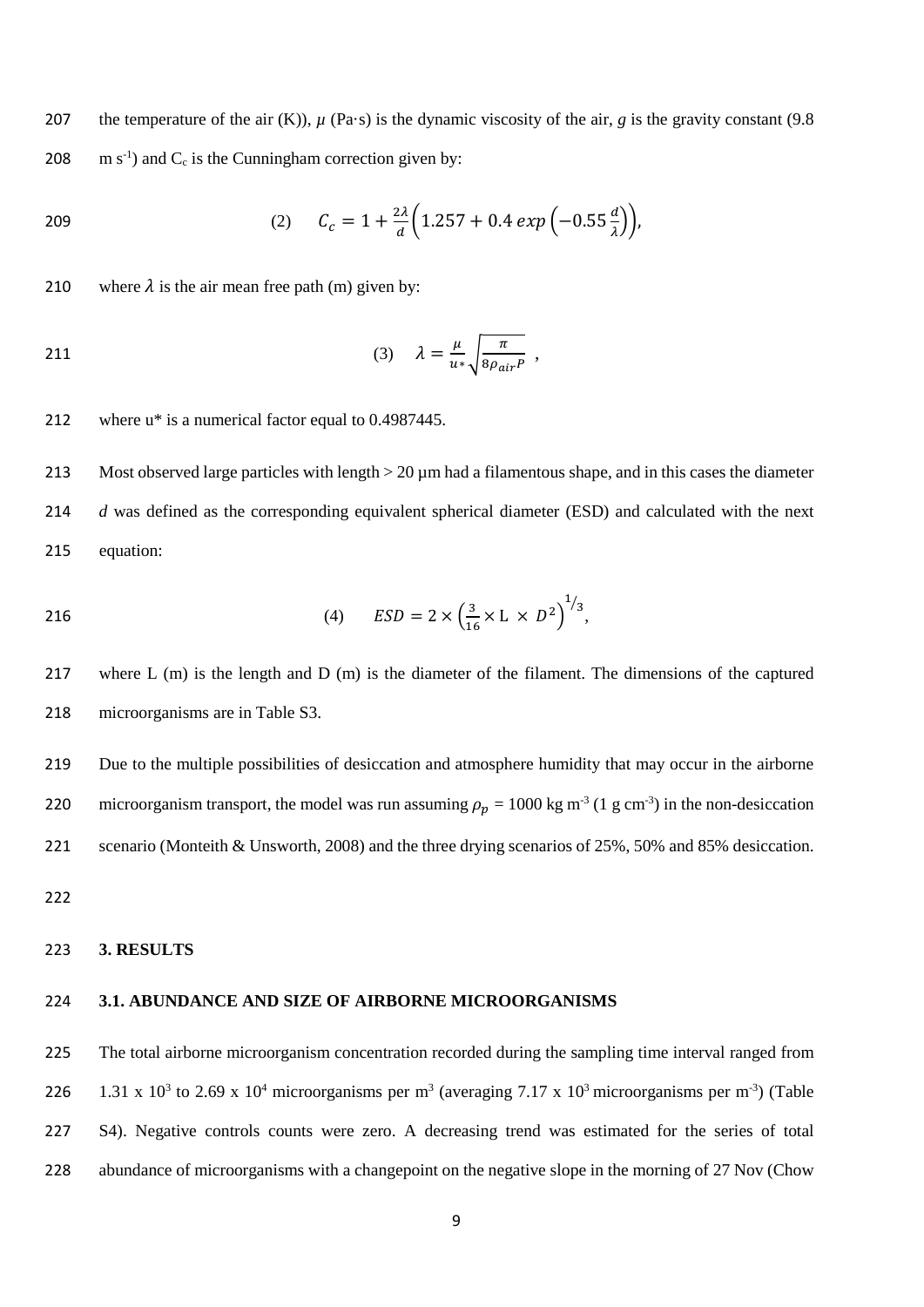the temperature of the air (K)), $\mu$ (Pa·s) is the dynamic viscosity of the air, $g$ is the gravity constant (9.8 m s$^{-1}$) and $C_c$ is the Cunningham correction given by:

$$(2) \quad C_c = 1 + \frac{2\lambda}{d}\left(1.257 + 0.4\,exp\left(-0.55\,\frac{d}{\lambda}\right)\right),$$

where $\lambda$ is the air mean free path (m) given by:

$$(3) \quad \lambda = \frac{\mu}{u*}\sqrt{\frac{\pi}{8\rho_{air}P}}\ ,$$

where u* is a numerical factor equal to 0.4987445.

Most observed large particles with length > 20 µm had a filamentous shape, and in this cases the diameter $d$ was defined as the corresponding equivalent spherical diameter (ESD) and calculated with the next equation:

$$(4) \quad ESD = 2 \times \left(\frac{3}{16} \times \mathrm{L} \times D^2\right)^{1/3},$$

where L (m) is the length and D (m) is the diameter of the filament. The dimensions of the captured microorganisms are in Table S3.

Due to the multiple possibilities of desiccation and atmosphere humidity that may occur in the airborne microorganism transport, the model was run assuming $\rho_p$ = 1000 kg m$^{-3}$ (1 g cm$^{-3}$) in the non-desiccation scenario (Monteith & Unsworth, 2008) and the three drying scenarios of 25%, 50% and 85% desiccation.

## 3. RESULTS

### 3.1. ABUNDANCE AND SIZE OF AIRBORNE MICROORGANISMS

The total airborne microorganism concentration recorded during the sampling time interval ranged from 1.31 x 10$^3$ to 2.69 x 10$^4$ microorganisms per m$^3$ (averaging 7.17 x 10$^3$ microorganisms per m$^{-3}$) (Table S4). Negative controls counts were zero. A decreasing trend was estimated for the series of total abundance of microorganisms with a changepoint on the negative slope in the morning of 27 Nov (Chow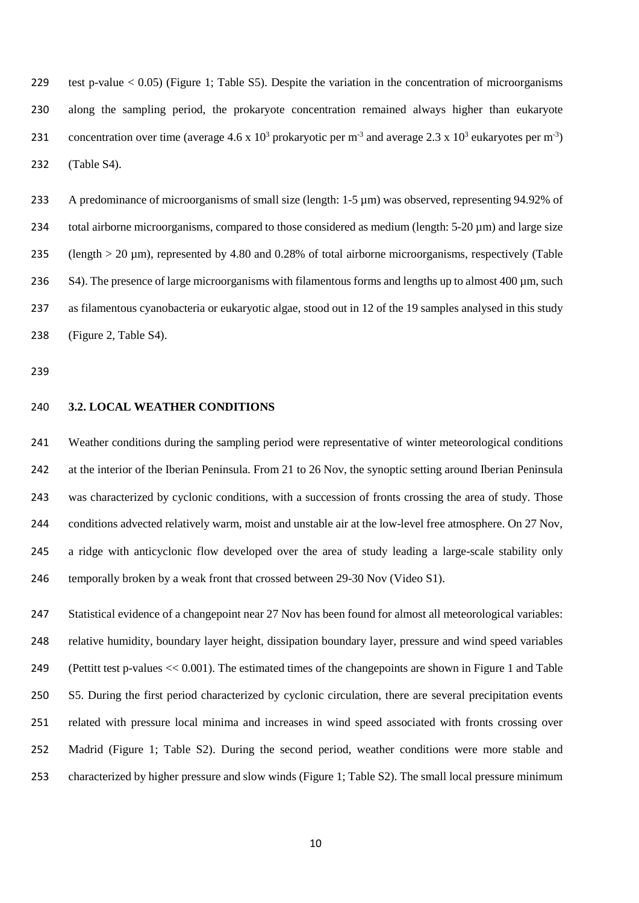test p-value < 0.05) (Figure 1; Table S5). Despite the variation in the concentration of microorganisms along the sampling period, the prokaryote concentration remained always higher than eukaryote concentration over time (average $4.6 \times 10^3$ prokaryotic per $m^{-3}$ and average $2.3 \times 10^3$ eukaryotes per $m^{-3}$) (Table S4).

A predominance of microorganisms of small size (length: 1-5 µm) was observed, representing 94.92% of total airborne microorganisms, compared to those considered as medium (length: 5-20 µm) and large size (length > 20 µm), represented by 4.80 and 0.28% of total airborne microorganisms, respectively (Table S4). The presence of large microorganisms with filamentous forms and lengths up to almost 400 µm, such as filamentous cyanobacteria or eukaryotic algae, stood out in 12 of the 19 samples analysed in this study (Figure 2, Table S4).

### 3.2. LOCAL WEATHER CONDITIONS

Weather conditions during the sampling period were representative of winter meteorological conditions at the interior of the Iberian Peninsula. From 21 to 26 Nov, the synoptic setting around Iberian Peninsula was characterized by cyclonic conditions, with a succession of fronts crossing the area of study. Those conditions advected relatively warm, moist and unstable air at the low-level free atmosphere. On 27 Nov, a ridge with anticyclonic flow developed over the area of study leading a large-scale stability only temporally broken by a weak front that crossed between 29-30 Nov (Video S1).

Statistical evidence of a changepoint near 27 Nov has been found for almost all meteorological variables: relative humidity, boundary layer height, dissipation boundary layer, pressure and wind speed variables (Pettitt test p-values << 0.001). The estimated times of the changepoints are shown in Figure 1 and Table S5. During the first period characterized by cyclonic circulation, there are several precipitation events related with pressure local minima and increases in wind speed associated with fronts crossing over Madrid (Figure 1; Table S2). During the second period, weather conditions were more stable and characterized by higher pressure and slow winds (Figure 1; Table S2). The small local pressure minimum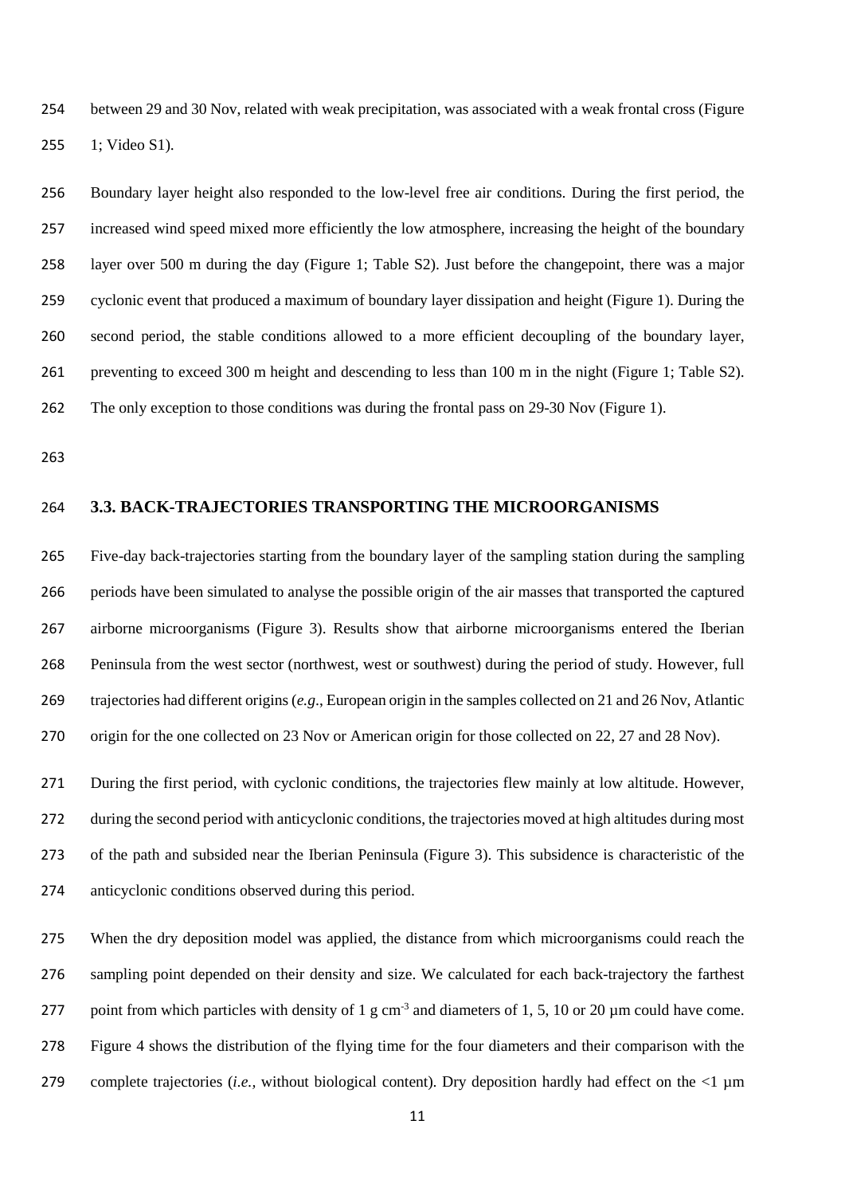between 29 and 30 Nov, related with weak precipitation, was associated with a weak frontal cross (Figure 1; Video S1).

Boundary layer height also responded to the low-level free air conditions. During the first period, the increased wind speed mixed more efficiently the low atmosphere, increasing the height of the boundary layer over 500 m during the day (Figure 1; Table S2). Just before the changepoint, there was a major cyclonic event that produced a maximum of boundary layer dissipation and height (Figure 1). During the second period, the stable conditions allowed to a more efficient decoupling of the boundary layer, preventing to exceed 300 m height and descending to less than 100 m in the night (Figure 1; Table S2). The only exception to those conditions was during the frontal pass on 29-30 Nov (Figure 1).

## 3.3. BACK-TRAJECTORIES TRANSPORTING THE MICROORGANISMS

Five-day back-trajectories starting from the boundary layer of the sampling station during the sampling periods have been simulated to analyse the possible origin of the air masses that transported the captured airborne microorganisms (Figure 3). Results show that airborne microorganisms entered the Iberian Peninsula from the west sector (northwest, west or southwest) during the period of study. However, full trajectories had different origins (*e.g*., European origin in the samples collected on 21 and 26 Nov, Atlantic origin for the one collected on 23 Nov or American origin for those collected on 22, 27 and 28 Nov).

During the first period, with cyclonic conditions, the trajectories flew mainly at low altitude. However, during the second period with anticyclonic conditions, the trajectories moved at high altitudes during most of the path and subsided near the Iberian Peninsula (Figure 3). This subsidence is characteristic of the anticyclonic conditions observed during this period.

When the dry deposition model was applied, the distance from which microorganisms could reach the sampling point depended on their density and size. We calculated for each back-trajectory the farthest point from which particles with density of 1 g $cm^{-3}$ and diameters of 1, 5, 10 or 20 µm could have come. Figure 4 shows the distribution of the flying time for the four diameters and their comparison with the complete trajectories (*i.e.,* without biological content). Dry deposition hardly had effect on the <1 µm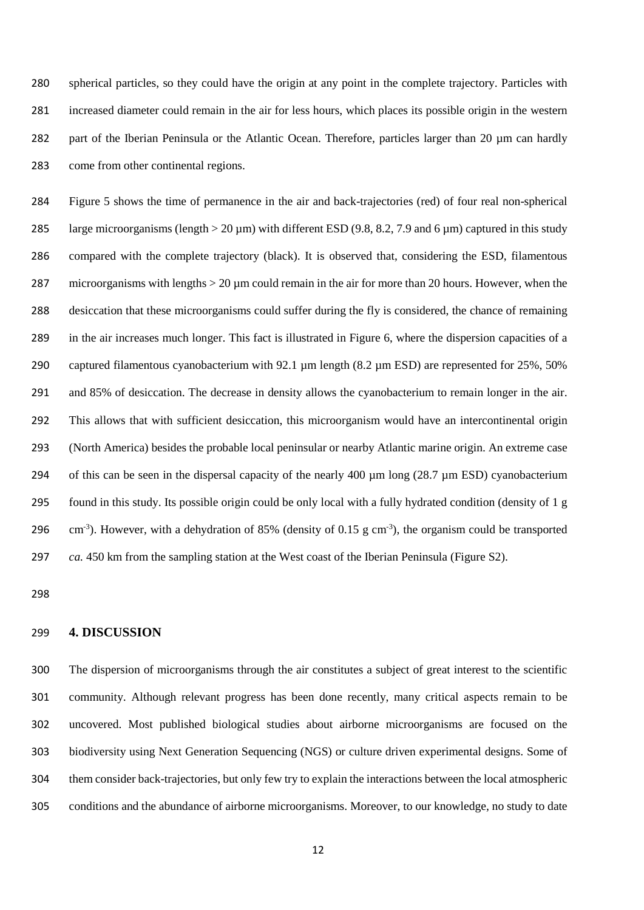spherical particles, so they could have the origin at any point in the complete trajectory. Particles with increased diameter could remain in the air for less hours, which places its possible origin in the western part of the Iberian Peninsula or the Atlantic Ocean. Therefore, particles larger than 20 µm can hardly come from other continental regions.

Figure 5 shows the time of permanence in the air and back-trajectories (red) of four real non-spherical large microorganisms (length > 20 µm) with different ESD (9.8, 8.2, 7.9 and 6 µm) captured in this study compared with the complete trajectory (black). It is observed that, considering the ESD, filamentous microorganisms with lengths > 20 µm could remain in the air for more than 20 hours. However, when the desiccation that these microorganisms could suffer during the fly is considered, the chance of remaining in the air increases much longer. This fact is illustrated in Figure 6, where the dispersion capacities of a captured filamentous cyanobacterium with 92.1 µm length (8.2 µm ESD) are represented for 25%, 50% and 85% of desiccation. The decrease in density allows the cyanobacterium to remain longer in the air. This allows that with sufficient desiccation, this microorganism would have an intercontinental origin (North America) besides the probable local peninsular or nearby Atlantic marine origin. An extreme case of this can be seen in the dispersal capacity of the nearly 400 µm long (28.7 µm ESD) cyanobacterium found in this study. Its possible origin could be only local with a fully hydrated condition (density of 1 g $cm^{-3}$). However, with a dehydration of 85% (density of 0.15 g $cm^{-3}$), the organism could be transported *ca.* 450 km from the sampling station at the West coast of the Iberian Peninsula (Figure S2).

## 4. DISCUSSION

The dispersion of microorganisms through the air constitutes a subject of great interest to the scientific community. Although relevant progress has been done recently, many critical aspects remain to be uncovered. Most published biological studies about airborne microorganisms are focused on the biodiversity using Next Generation Sequencing (NGS) or culture driven experimental designs. Some of them consider back-trajectories, but only few try to explain the interactions between the local atmospheric conditions and the abundance of airborne microorganisms. Moreover, to our knowledge, no study to date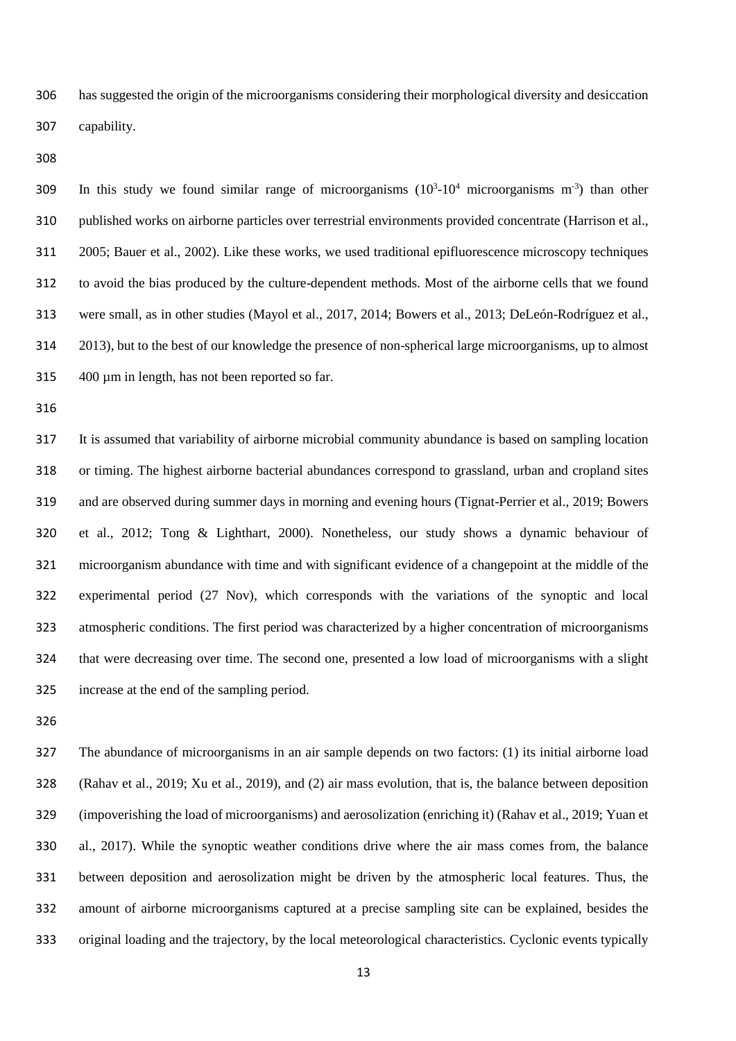has suggested the origin of the microorganisms considering their morphological diversity and desiccation capability.

In this study we found similar range of microorganisms ($10^3$-$10^4$ microorganisms $m^{-3}$) than other published works on airborne particles over terrestrial environments provided concentrate (Harrison et al., 2005; Bauer et al., 2002). Like these works, we used traditional epifluorescence microscopy techniques to avoid the bias produced by the culture-dependent methods. Most of the airborne cells that we found were small, as in other studies (Mayol et al., 2017, 2014; Bowers et al., 2013; DeLeón-Rodríguez et al., 2013), but to the best of our knowledge the presence of non-spherical large microorganisms, up to almost 400 µm in length, has not been reported so far.

It is assumed that variability of airborne microbial community abundance is based on sampling location or timing. The highest airborne bacterial abundances correspond to grassland, urban and cropland sites and are observed during summer days in morning and evening hours (Tignat-Perrier et al., 2019; Bowers et al., 2012; Tong & Lighthart, 2000). Nonetheless, our study shows a dynamic behaviour of microorganism abundance with time and with significant evidence of a changepoint at the middle of the experimental period (27 Nov), which corresponds with the variations of the synoptic and local atmospheric conditions. The first period was characterized by a higher concentration of microorganisms that were decreasing over time. The second one, presented a low load of microorganisms with a slight increase at the end of the sampling period.

The abundance of microorganisms in an air sample depends on two factors: (1) its initial airborne load (Rahav et al., 2019; Xu et al., 2019), and (2) air mass evolution, that is, the balance between deposition (impoverishing the load of microorganisms) and aerosolization (enriching it) (Rahav et al., 2019; Yuan et al., 2017). While the synoptic weather conditions drive where the air mass comes from, the balance between deposition and aerosolization might be driven by the atmospheric local features. Thus, the amount of airborne microorganisms captured at a precise sampling site can be explained, besides the original loading and the trajectory, by the local meteorological characteristics. Cyclonic events typically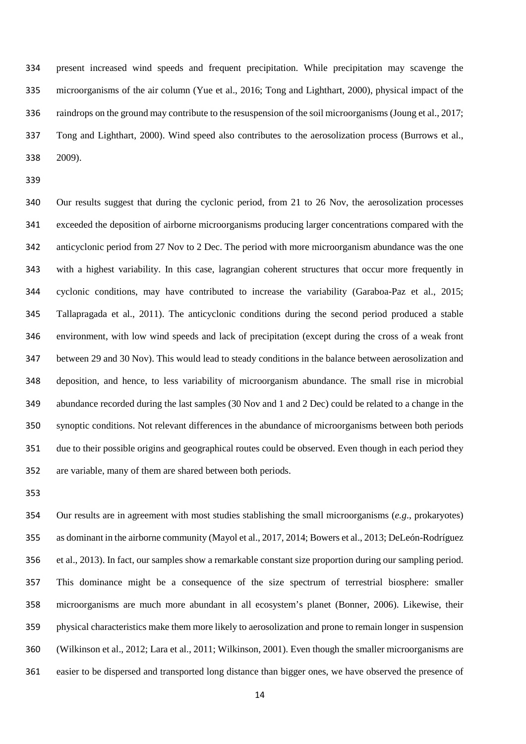present increased wind speeds and frequent precipitation. While precipitation may scavenge the microorganisms of the air column (Yue et al., 2016; Tong and Lighthart, 2000), physical impact of the raindrops on the ground may contribute to the resuspension of the soil microorganisms (Joung et al., 2017; Tong and Lighthart, 2000). Wind speed also contributes to the aerosolization process (Burrows et al., 2009).

Our results suggest that during the cyclonic period, from 21 to 26 Nov, the aerosolization processes exceeded the deposition of airborne microorganisms producing larger concentrations compared with the anticyclonic period from 27 Nov to 2 Dec. The period with more microorganism abundance was the one with a highest variability. In this case, lagrangian coherent structures that occur more frequently in cyclonic conditions, may have contributed to increase the variability (Garaboa-Paz et al., 2015; Tallapragada et al., 2011). The anticyclonic conditions during the second period produced a stable environment, with low wind speeds and lack of precipitation (except during the cross of a weak front between 29 and 30 Nov). This would lead to steady conditions in the balance between aerosolization and deposition, and hence, to less variability of microorganism abundance. The small rise in microbial abundance recorded during the last samples (30 Nov and 1 and 2 Dec) could be related to a change in the synoptic conditions. Not relevant differences in the abundance of microorganisms between both periods due to their possible origins and geographical routes could be observed. Even though in each period they are variable, many of them are shared between both periods.

Our results are in agreement with most studies stablishing the small microorganisms (*e.g*., prokaryotes) as dominant in the airborne community (Mayol et al., 2017, 2014; Bowers et al., 2013; DeLeón-Rodríguez et al., 2013). In fact, our samples show a remarkable constant size proportion during our sampling period. This dominance might be a consequence of the size spectrum of terrestrial biosphere: smaller microorganisms are much more abundant in all ecosystem's planet (Bonner, 2006). Likewise, their physical characteristics make them more likely to aerosolization and prone to remain longer in suspension (Wilkinson et al., 2012; Lara et al., 2011; Wilkinson, 2001). Even though the smaller microorganisms are easier to be dispersed and transported long distance than bigger ones, we have observed the presence of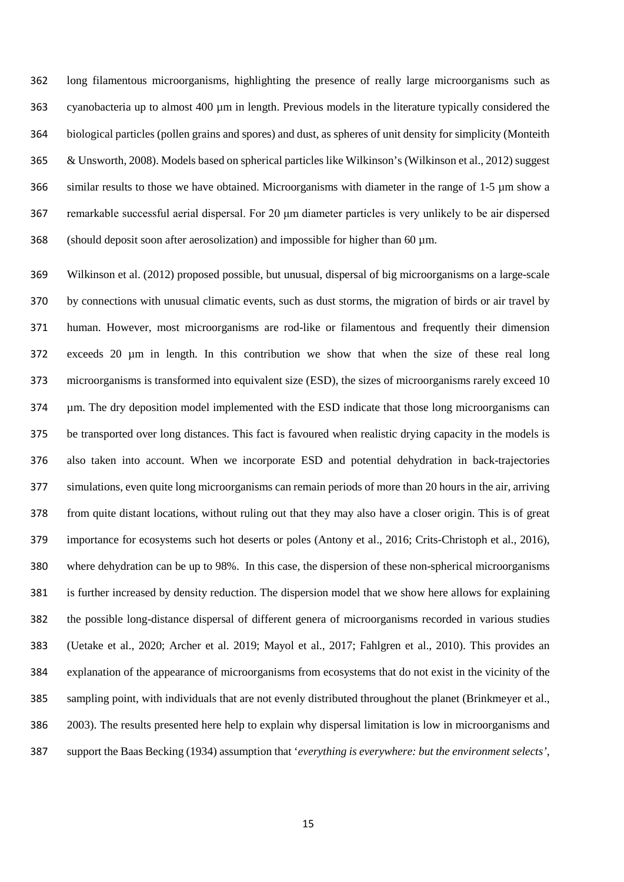long filamentous microorganisms, highlighting the presence of really large microorganisms such as cyanobacteria up to almost 400 µm in length. Previous models in the literature typically considered the biological particles (pollen grains and spores) and dust, as spheres of unit density for simplicity (Monteith & Unsworth, 2008). Models based on spherical particles like Wilkinson's (Wilkinson et al., 2012) suggest similar results to those we have obtained. Microorganisms with diameter in the range of 1-5 µm show a remarkable successful aerial dispersal. For 20 µm diameter particles is very unlikely to be air dispersed (should deposit soon after aerosolization) and impossible for higher than 60 µm.

Wilkinson et al. (2012) proposed possible, but unusual, dispersal of big microorganisms on a large-scale by connections with unusual climatic events, such as dust storms, the migration of birds or air travel by human. However, most microorganisms are rod-like or filamentous and frequently their dimension exceeds 20 µm in length. In this contribution we show that when the size of these real long microorganisms is transformed into equivalent size (ESD), the sizes of microorganisms rarely exceed 10 µm. The dry deposition model implemented with the ESD indicate that those long microorganisms can be transported over long distances. This fact is favoured when realistic drying capacity in the models is also taken into account. When we incorporate ESD and potential dehydration in back-trajectories simulations, even quite long microorganisms can remain periods of more than 20 hours in the air, arriving from quite distant locations, without ruling out that they may also have a closer origin. This is of great importance for ecosystems such hot deserts or poles (Antony et al., 2016; Crits-Christoph et al., 2016), where dehydration can be up to 98%. In this case, the dispersion of these non-spherical microorganisms is further increased by density reduction. The dispersion model that we show here allows for explaining the possible long-distance dispersal of different genera of microorganisms recorded in various studies (Uetake et al., 2020; Archer et al. 2019; Mayol et al., 2017; Fahlgren et al., 2010). This provides an explanation of the appearance of microorganisms from ecosystems that do not exist in the vicinity of the sampling point, with individuals that are not evenly distributed throughout the planet (Brinkmeyer et al., 2003). The results presented here help to explain why dispersal limitation is low in microorganisms and support the Baas Becking (1934) assumption that '*everything is everywhere: but the environment selects*',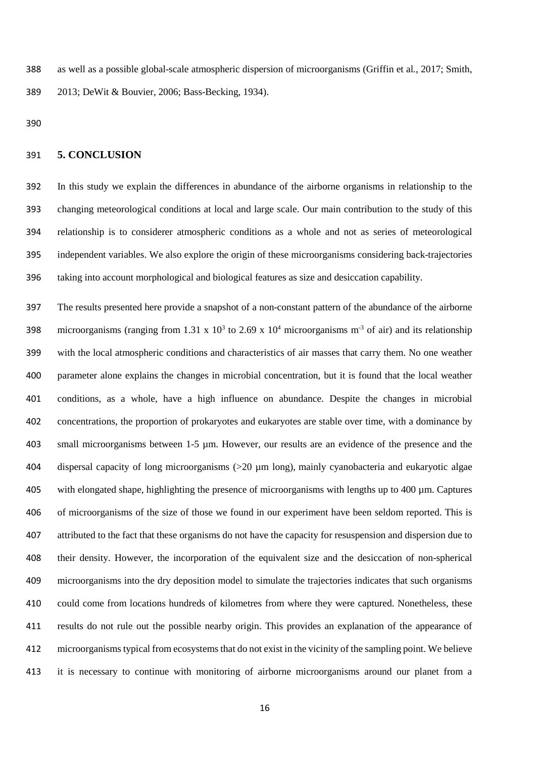as well as a possible global-scale atmospheric dispersion of microorganisms (Griffin et al., 2017; Smith, 2013; DeWit & Bouvier, 2006; Bass-Becking, 1934).

## 5. CONCLUSION

In this study we explain the differences in abundance of the airborne organisms in relationship to the changing meteorological conditions at local and large scale. Our main contribution to the study of this relationship is to considerer atmospheric conditions as a whole and not as series of meteorological independent variables. We also explore the origin of these microorganisms considering back-trajectories taking into account morphological and biological features as size and desiccation capability.

The results presented here provide a snapshot of a non-constant pattern of the abundance of the airborne microorganisms (ranging from $1.31 \times 10^3$ to $2.69 \times 10^4$ microorganisms $m^{-3}$ of air) and its relationship with the local atmospheric conditions and characteristics of air masses that carry them. No one weather parameter alone explains the changes in microbial concentration, but it is found that the local weather conditions, as a whole, have a high influence on abundance. Despite the changes in microbial concentrations, the proportion of prokaryotes and eukaryotes are stable over time, with a dominance by small microorganisms between 1-5 µm. However, our results are an evidence of the presence and the dispersal capacity of long microorganisms (>20 µm long), mainly cyanobacteria and eukaryotic algae with elongated shape, highlighting the presence of microorganisms with lengths up to 400 µm. Captures of microorganisms of the size of those we found in our experiment have been seldom reported. This is attributed to the fact that these organisms do not have the capacity for resuspension and dispersion due to their density. However, the incorporation of the equivalent size and the desiccation of non-spherical microorganisms into the dry deposition model to simulate the trajectories indicates that such organisms could come from locations hundreds of kilometres from where they were captured. Nonetheless, these results do not rule out the possible nearby origin. This provides an explanation of the appearance of microorganisms typical from ecosystems that do not exist in the vicinity of the sampling point. We believe it is necessary to continue with monitoring of airborne microorganisms around our planet from a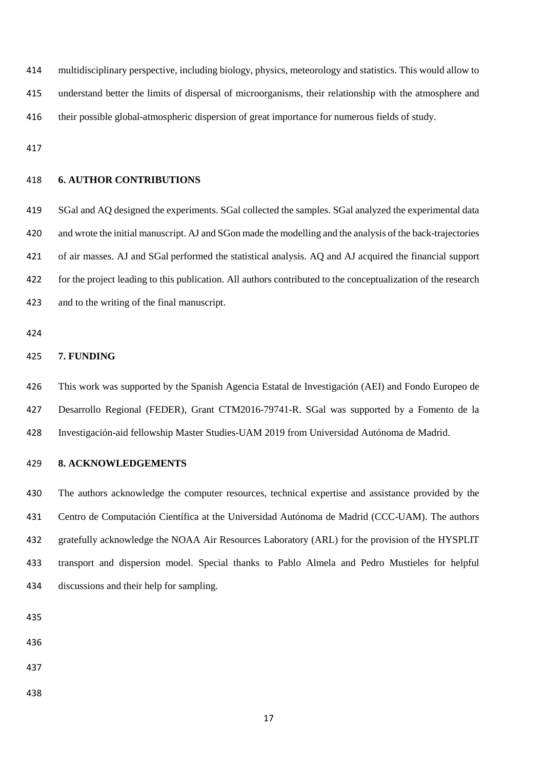multidisciplinary perspective, including biology, physics, meteorology and statistics. This would allow to understand better the limits of dispersal of microorganisms, their relationship with the atmosphere and their possible global-atmospheric dispersion of great importance for numerous fields of study.

## 6. AUTHOR CONTRIBUTIONS

SGal and AQ designed the experiments. SGal collected the samples. SGal analyzed the experimental data and wrote the initial manuscript. AJ and SGon made the modelling and the analysis of the back-trajectories of air masses. AJ and SGal performed the statistical analysis. AQ and AJ acquired the financial support for the project leading to this publication. All authors contributed to the conceptualization of the research and to the writing of the final manuscript.

## 7. FUNDING

This work was supported by the Spanish Agencia Estatal de Investigación (AEI) and Fondo Europeo de Desarrollo Regional (FEDER), Grant CTM2016-79741-R. SGal was supported by a Fomento de la Investigación-aid fellowship Master Studies-UAM 2019 from Universidad Autónoma de Madrid.

## 8. ACKNOWLEDGEMENTS

The authors acknowledge the computer resources, technical expertise and assistance provided by the Centro de Computación Científica at the Universidad Autónoma de Madrid (CCC-UAM). The authors gratefully acknowledge the NOAA Air Resources Laboratory (ARL) for the provision of the HYSPLIT transport and dispersion model. Special thanks to Pablo Almela and Pedro Mustieles for helpful discussions and their help for sampling.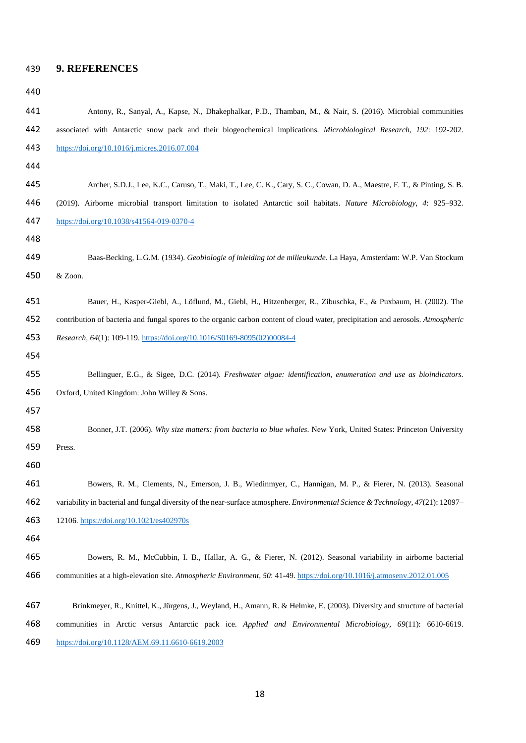## 9. REFERENCES

Antony, R., Sanyal, A., Kapse, N., Dhakephalkar, P.D., Thamban, M., & Nair, S. (2016). Microbial communities associated with Antarctic snow pack and their biogeochemical implications. *Microbiological Research*, *192*: 192-202. https://doi.org/10.1016/j.micres.2016.07.004

Archer, S.D.J., Lee, K.C., Caruso, T., Maki, T., Lee, C. K., Cary, S. C., Cowan, D. A., Maestre, F. T., & Pinting, S. B. (2019). Airborne microbial transport limitation to isolated Antarctic soil habitats. *Nature Microbiology*, *4*: 925–932. https://doi.org/10.1038/s41564-019-0370-4

Baas-Becking, L.G.M. (1934). *Geobiologie of inleiding tot de milieukunde*. La Haya, Amsterdam: W.P. Van Stockum & Zoon.

Bauer, H., Kasper-Giebl, A., Löflund, M., Giebl, H., Hitzenberger, R., Zibuschka, F., & Puxbaum, H. (2002). The contribution of bacteria and fungal spores to the organic carbon content of cloud water, precipitation and aerosols. *Atmospheric Research*, *64*(1): 109-119. https://doi.org/10.1016/S0169-8095(02)00084-4

Bellinguer, E.G., & Sigee, D.C. (2014). *Freshwater algae: identification, enumeration and use as bioindicators*. Oxford, United Kingdom: John Willey & Sons.

Bonner, J.T. (2006). *Why size matters: from bacteria to blue whales*. New York, United States: Princeton University Press.

Bowers, R. M., Clements, N., Emerson, J. B., Wiedinmyer, C., Hannigan, M. P., & Fierer, N. (2013). Seasonal variability in bacterial and fungal diversity of the near-surface atmosphere. *Environmental Science & Technology*, *47*(21): 12097–12106. https://doi.org/10.1021/es402970s

Bowers, R. M., McCubbin, I. B., Hallar, A. G., & Fierer, N. (2012). Seasonal variability in airborne bacterial communities at a high-elevation site. *Atmospheric Environment*, *50*: 41-49. https://doi.org/10.1016/j.atmosenv.2012.01.005

Brinkmeyer, R., Knittel, K., Jürgens, J., Weyland, H., Amann, R. & Helmke, E. (2003). Diversity and structure of bacterial communities in Arctic versus Antarctic pack ice. *Applied and Environmental Microbiology*, *69*(11): 6610-6619. https://doi.org/10.1128/AEM.69.11.6610-6619.2003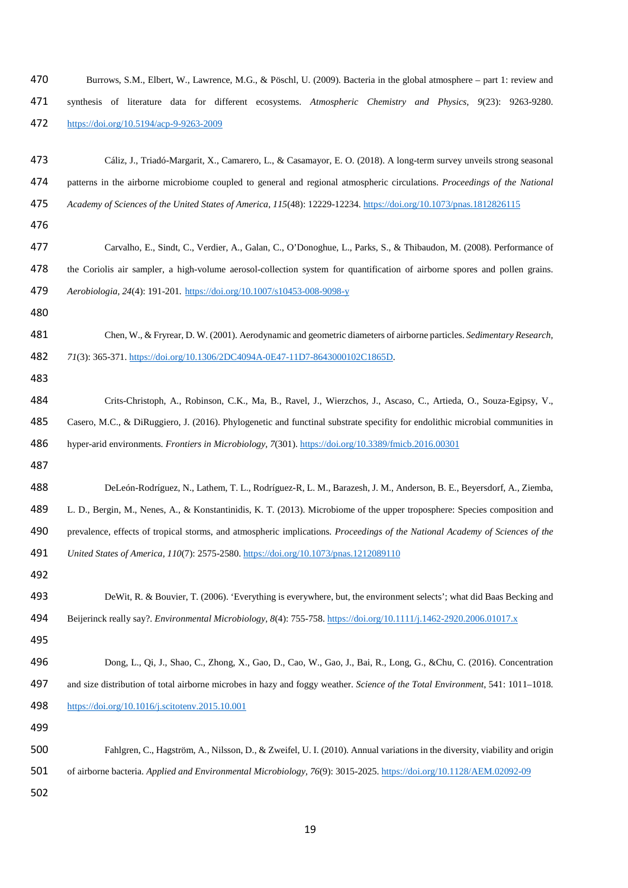Burrows, S.M., Elbert, W., Lawrence, M.G., & Pöschl, U. (2009). Bacteria in the global atmosphere – part 1: review and synthesis of literature data for different ecosystems. *Atmospheric Chemistry and Physics, 9*(23): 9263-9280. https://doi.org/10.5194/acp-9-9263-2009

Cáliz, J., Triadó-Margarit, X., Camarero, L., & Casamayor, E. O. (2018). A long-term survey unveils strong seasonal patterns in the airborne microbiome coupled to general and regional atmospheric circulations. *Proceedings of the National Academy of Sciences of the United States of America, 115*(48): 12229-12234. https://doi.org/10.1073/pnas.1812826115

Carvalho, E., Sindt, C., Verdier, A., Galan, C., O'Donoghue, L., Parks, S., & Thibaudon, M. (2008). Performance of the Coriolis air sampler, a high-volume aerosol-collection system for quantification of airborne spores and pollen grains. *Aerobiologia, 24*(4): 191-201. https://doi.org/10.1007/s10453-008-9098-y

Chen, W., & Fryrear, D. W. (2001). Aerodynamic and geometric diameters of airborne particles. *Sedimentary Research, 71*(3): 365-371. https://doi.org/10.1306/2DC4094A-0E47-11D7-8643000102C1865D.

Crits-Christoph, A., Robinson, C.K., Ma, B., Ravel, J., Wierzchos, J., Ascaso, C., Artieda, O., Souza-Egipsy, V., Casero, M.C., & DiRuggiero, J. (2016). Phylogenetic and functinal substrate specifity for endolithic microbial communities in hyper-arid environments. *Frontiers in Microbiology, 7*(301). https://doi.org/10.3389/fmicb.2016.00301

DeLeón-Rodríguez, N., Lathem, T. L., Rodríguez-R, L. M., Barazesh, J. M., Anderson, B. E., Beyersdorf, A., Ziemba, L. D., Bergin, M., Nenes, A., & Konstantinidis, K. T. (2013). Microbiome of the upper troposphere: Species composition and prevalence, effects of tropical storms, and atmospheric implications. *Proceedings of the National Academy of Sciences of the United States of America, 110*(7): 2575-2580. https://doi.org/10.1073/pnas.1212089110

DeWit, R. & Bouvier, T. (2006). 'Everything is everywhere, but, the environment selects'; what did Baas Becking and Beijerinck really say?. *Environmental Microbiology, 8*(4): 755-758. https://doi.org/10.1111/j.1462-2920.2006.01017.x

Dong, L., Qi, J., Shao, C., Zhong, X., Gao, D., Cao, W., Gao, J., Bai, R., Long, G., &Chu, C. (2016). Concentration and size distribution of total airborne microbes in hazy and foggy weather. *Science of the Total Environment*, 541: 1011–1018. https://doi.org/10.1016/j.scitotenv.2015.10.001

Fahlgren, C., Hagström, A., Nilsson, D., & Zweifel, U. I. (2010). Annual variations in the diversity, viability and origin of airborne bacteria. *Applied and Environmental Microbiology, 76*(9): 3015-2025. https://doi.org/10.1128/AEM.02092-09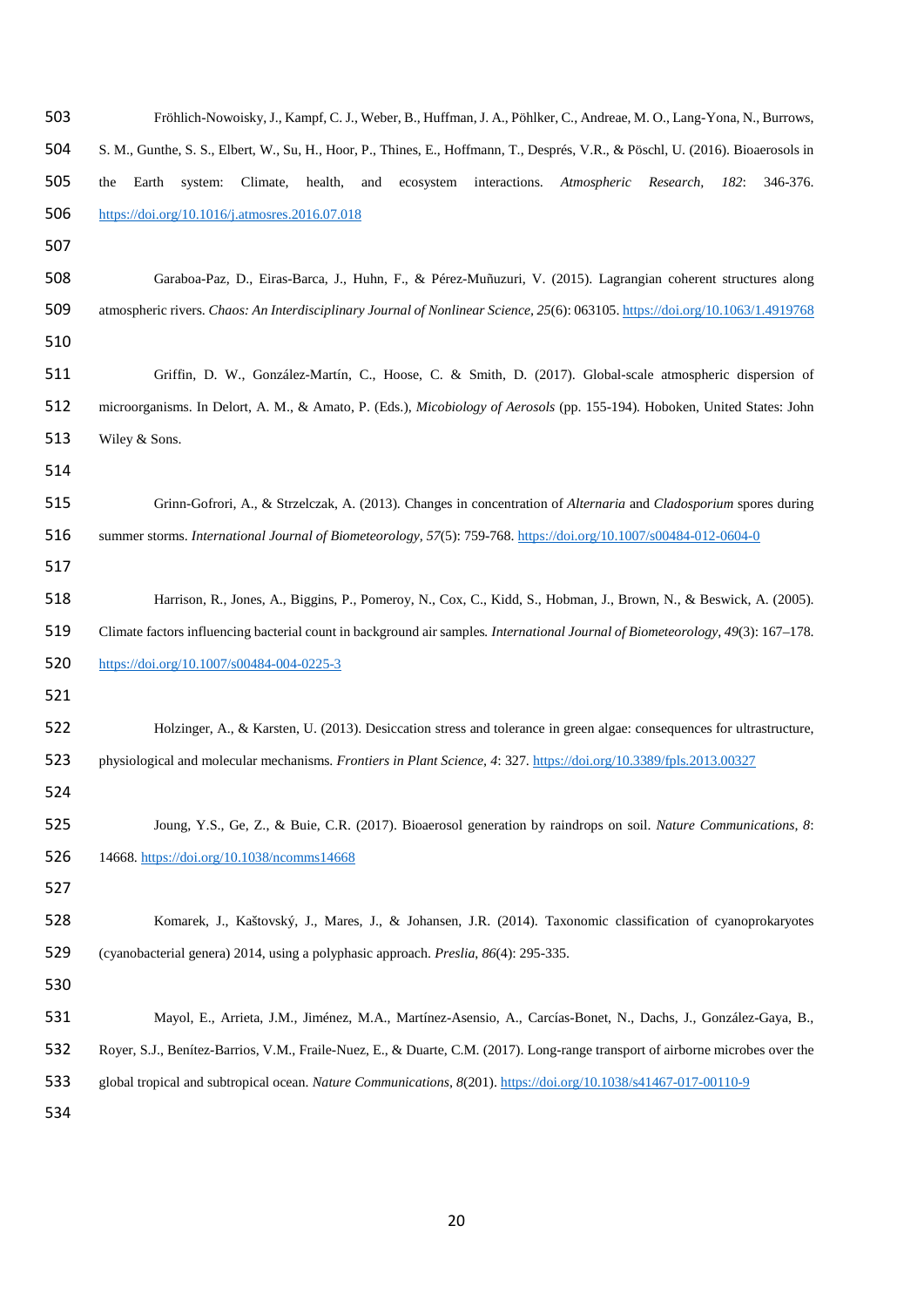Fröhlich-Nowoisky, J., Kampf, C. J., Weber, B., Huffman, J. A., Pöhlker, C., Andreae, M. O., Lang-Yona, N., Burrows, S. M., Gunthe, S. S., Elbert, W., Su, H., Hoor, P., Thines, E., Hoffmann, T., Després, V.R., & Pöschl, U. (2016). Bioaerosols in the Earth system: Climate, health, and ecosystem interactions. *Atmospheric Research*, *182*: 346-376. https://doi.org/10.1016/j.atmosres.2016.07.018

Garaboa-Paz, D., Eiras-Barca, J., Huhn, F., & Pérez-Muñuzuri, V. (2015). Lagrangian coherent structures along atmospheric rivers. *Chaos: An Interdisciplinary Journal of Nonlinear Science*, *25*(6): 063105. https://doi.org/10.1063/1.4919768

Griffin, D. W., González-Martín, C., Hoose, C. & Smith, D. (2017). Global-scale atmospheric dispersion of microorganisms. In Delort, A. M., & Amato, P. (Eds.), *Micobiology of Aerosols* (pp. 155-194). Hoboken, United States: John Wiley & Sons.

Grinn-Gofrori, A., & Strzelczak, A. (2013). Changes in concentration of *Alternaria* and *Cladosporium* spores during summer storms. *International Journal of Biometeorology*, *57*(5): 759-768. https://doi.org/10.1007/s00484-012-0604-0

Harrison, R., Jones, A., Biggins, P., Pomeroy, N., Cox, C., Kidd, S., Hobman, J., Brown, N., & Beswick, A. (2005). Climate factors influencing bacterial count in background air samples. *International Journal of Biometeorology*, *49*(3): 167–178. https://doi.org/10.1007/s00484-004-0225-3

Holzinger, A., & Karsten, U. (2013). Desiccation stress and tolerance in green algae: consequences for ultrastructure, physiological and molecular mechanisms. *Frontiers in Plant Science*, *4*: 327. https://doi.org/10.3389/fpls.2013.00327

Joung, Y.S., Ge, Z., & Buie, C.R. (2017). Bioaerosol generation by raindrops on soil. *Nature Communications*, *8*: 14668. https://doi.org/10.1038/ncomms14668

Komarek, J., Kaštovský, J., Mares, J., & Johansen, J.R. (2014). Taxonomic classification of cyanoprokaryotes (cyanobacterial genera) 2014, using a polyphasic approach. *Preslia*, *86*(4): 295-335.

Mayol, E., Arrieta, J.M., Jiménez, M.A., Martínez-Asensio, A., Carcías-Bonet, N., Dachs, J., González-Gaya, B., Royer, S.J., Benítez-Barrios, V.M., Fraile-Nuez, E., & Duarte, C.M. (2017). Long-range transport of airborne microbes over the global tropical and subtropical ocean. *Nature Communications*, *8*(201). https://doi.org/10.1038/s41467-017-00110-9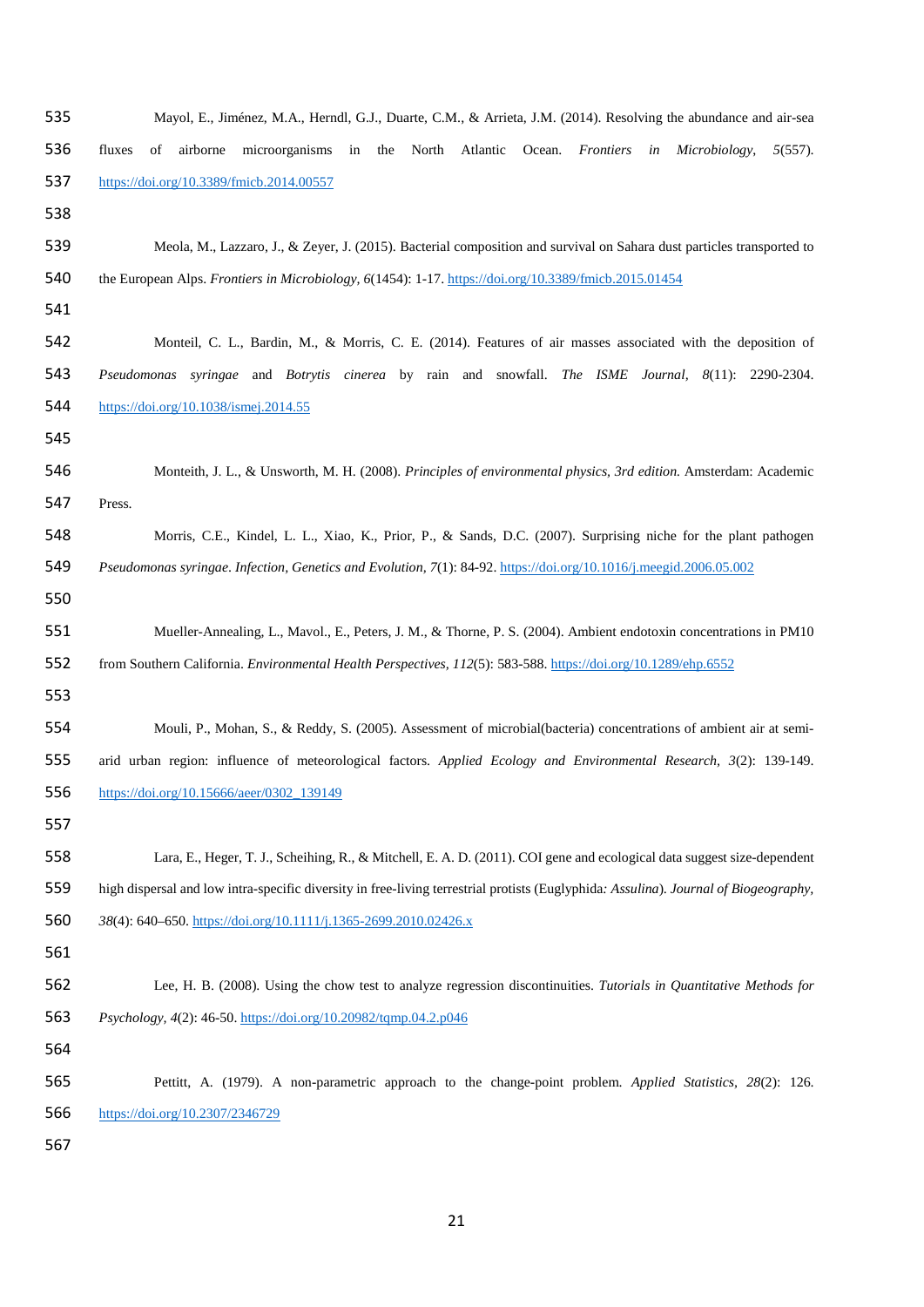Mayol, E., Jiménez, M.A., Herndl, G.J., Duarte, C.M., & Arrieta, J.M. (2014). Resolving the abundance and air-sea fluxes of airborne microorganisms in the North Atlantic Ocean. *Frontiers in Microbiology, 5*(557). https://doi.org/10.3389/fmicb.2014.00557

Meola, M., Lazzaro, J., & Zeyer, J. (2015). Bacterial composition and survival on Sahara dust particles transported to the European Alps. *Frontiers in Microbiology, 6*(1454): 1-17. https://doi.org/10.3389/fmicb.2015.01454

Monteil, C. L., Bardin, M., & Morris, C. E. (2014). Features of air masses associated with the deposition of *Pseudomonas syringae* and *Botrytis cinerea* by rain and snowfall. *The ISME Journal, 8*(11): 2290-2304. https://doi.org/10.1038/ismej.2014.55

Monteith, J. L., & Unsworth, M. H. (2008). *Principles of environmental physics, 3rd edition.* Amsterdam: Academic Press.

Morris, C.E., Kindel, L. L., Xiao, K., Prior, P., & Sands, D.C. (2007). Surprising niche for the plant pathogen *Pseudomonas syringae*. *Infection, Genetics and Evolution, 7*(1): 84-92. https://doi.org/10.1016/j.meegid.2006.05.002

Mueller-Annealing, L., Mavol., E., Peters, J. M., & Thorne, P. S. (2004). Ambient endotoxin concentrations in PM10 from Southern California. *Environmental Health Perspectives, 112*(5): 583-588. https://doi.org/10.1289/ehp.6552

Mouli, P., Mohan, S., & Reddy, S. (2005). Assessment of microbial(bacteria) concentrations of ambient air at semi-arid urban region: influence of meteorological factors. *Applied Ecology and Environmental Research, 3*(2): 139-149. https://doi.org/10.15666/aeer/0302_139149

Lara, E., Heger, T. J., Scheihing, R., & Mitchell, E. A. D. (2011). COI gene and ecological data suggest size-dependent high dispersal and low intra-specific diversity in free-living terrestrial protists (Euglyphida*: Assulina*). *Journal of Biogeography, 38*(4): 640–650. https://doi.org/10.1111/j.1365-2699.2010.02426.x

Lee, H. B. (2008). Using the chow test to analyze regression discontinuities. *Tutorials in Quantitative Methods for Psychology, 4*(2): 46-50. https://doi.org/10.20982/tqmp.04.2.p046

Pettitt, A. (1979). A non-parametric approach to the change-point problem. *Applied Statistics, 28*(2): 126. https://doi.org/10.2307/2346729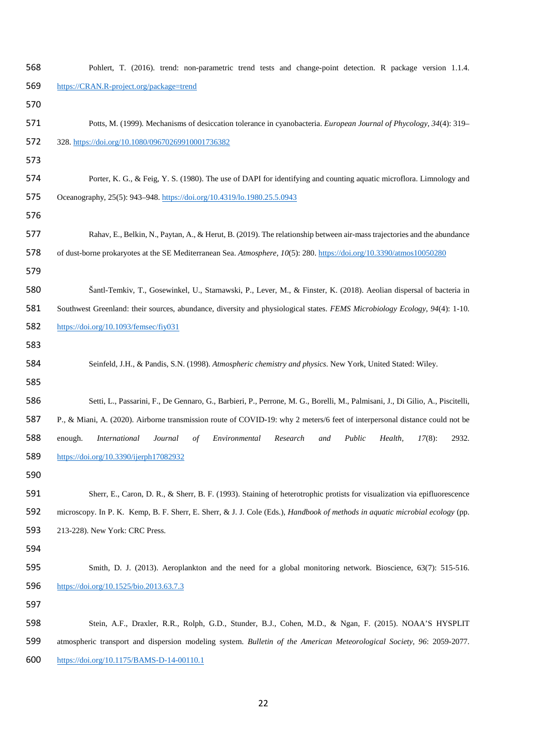Pohlert, T. (2016). trend: non-parametric trend tests and change-point detection. R package version 1.1.4. https://CRAN.R-project.org/package=trend

Potts, M. (1999). Mechanisms of desiccation tolerance in cyanobacteria. *European Journal of Phycology, 34*(4): 319–328. https://doi.org/10.1080/09670269910001736382

Porter, K. G., & Feig, Y. S. (1980). The use of DAPI for identifying and counting aquatic microflora. Limnology and Oceanography, 25(5): 943–948. https://doi.org/10.4319/lo.1980.25.5.0943

Rahav, E., Belkin, N., Paytan, A., & Herut, B. (2019). The relationship between air-mass trajectories and the abundance of dust-borne prokaryotes at the SE Mediterranean Sea. *Atmosphere, 10*(5): 280. https://doi.org/10.3390/atmos10050280

Šantl-Temkiv, T., Gosewinkel, U., Starnawski, P., Lever, M., & Finster, K. (2018). Aeolian dispersal of bacteria in Southwest Greenland: their sources, abundance, diversity and physiological states. *FEMS Microbiology Ecology, 94*(4): 1-10. https://doi.org/10.1093/femsec/fiy031

Seinfeld, J.H., & Pandis, S.N. (1998). *Atmospheric chemistry and physics*. New York, United Stated: Wiley.

Setti, L., Passarini, F., De Gennaro, G., Barbieri, P., Perrone, M. G., Borelli, M., Palmisani, J., Di Gilio, A., Piscitelli, P., & Miani, A. (2020). Airborne transmission route of COVID-19: why 2 meters/6 feet of interpersonal distance could not be enough. *International Journal of Environmental Research and Public Health, 17*(8): 2932. https://doi.org/10.3390/ijerph17082932

Sherr, E., Caron, D. R., & Sherr, B. F. (1993). Staining of heterotrophic protists for visualization via epifluorescence microscopy. In P. K. Kemp, B. F. Sherr, E. Sherr, & J. J. Cole (Eds.), *Handbook of methods in aquatic microbial ecology* (pp. 213-228). New York: CRC Press.

Smith, D. J. (2013). Aeroplankton and the need for a global monitoring network. Bioscience, 63(7): 515-516. https://doi.org/10.1525/bio.2013.63.7.3

Stein, A.F., Draxler, R.R., Rolph, G.D., Stunder, B.J., Cohen, M.D., & Ngan, F. (2015). NOAA'S HYSPLIT atmospheric transport and dispersion modeling system. *Bulletin of the American Meteorological Society, 96*: 2059-2077. https://doi.org/10.1175/BAMS-D-14-00110.1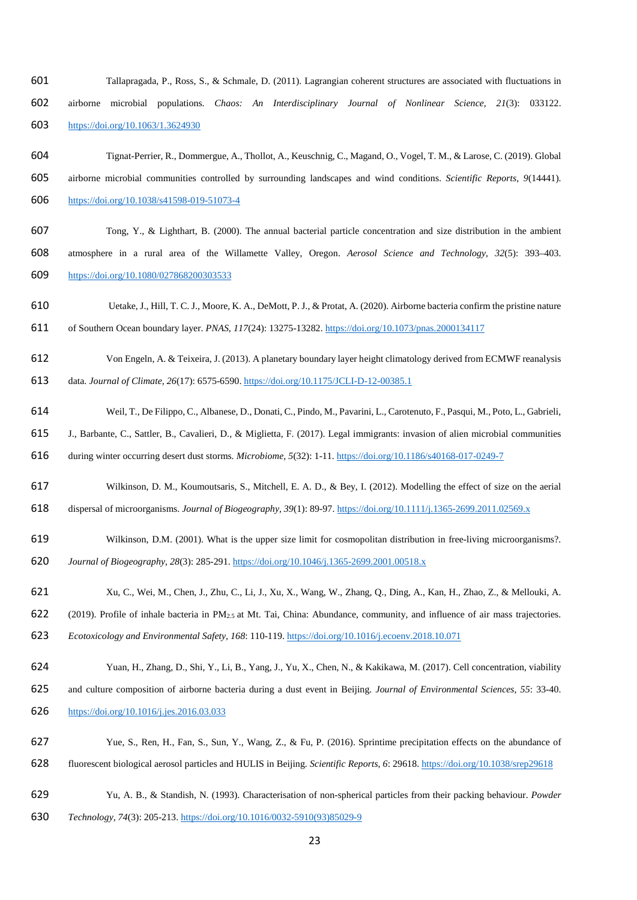Tallapragada, P., Ross, S., & Schmale, D. (2011). Lagrangian coherent structures are associated with fluctuations in airborne microbial populations. *Chaos: An Interdisciplinary Journal of Nonlinear Science, 21*(3): 033122. https://doi.org/10.1063/1.3624930

Tignat-Perrier, R., Dommergue, A., Thollot, A., Keuschnig, C., Magand, O., Vogel, T. M., & Larose, C. (2019). Global airborne microbial communities controlled by surrounding landscapes and wind conditions. *Scientific Reports, 9*(14441). https://doi.org/10.1038/s41598-019-51073-4

Tong, Y., & Lighthart, B. (2000). The annual bacterial particle concentration and size distribution in the ambient atmosphere in a rural area of the Willamette Valley, Oregon. *Aerosol Science and Technology, 32*(5): 393–403. https://doi.org/10.1080/027868200303533

Uetake, J., Hill, T. C. J., Moore, K. A., DeMott, P. J., & Protat, A. (2020). Airborne bacteria confirm the pristine nature of Southern Ocean boundary layer. *PNAS, 117*(24): 13275-13282. https://doi.org/10.1073/pnas.2000134117

Von Engeln, A. & Teixeira, J. (2013). A planetary boundary layer height climatology derived from ECMWF reanalysis data. *Journal of Climate, 26*(17): 6575-6590. https://doi.org/10.1175/JCLI-D-12-00385.1

Weil, T., De Filippo, C., Albanese, D., Donati, C., Pindo, M., Pavarini, L., Carotenuto, F., Pasqui, M., Poto, L., Gabrieli, J., Barbante, C., Sattler, B., Cavalieri, D., & Miglietta, F. (2017). Legal immigrants: invasion of alien microbial communities during winter occurring desert dust storms. *Microbiome, 5*(32): 1-11. https://doi.org/10.1186/s40168-017-0249-7

Wilkinson, D. M., Koumoutsaris, S., Mitchell, E. A. D., & Bey, I. (2012). Modelling the effect of size on the aerial dispersal of microorganisms. *Journal of Biogeography, 39*(1): 89-97. https://doi.org/10.1111/j.1365-2699.2011.02569.x

Wilkinson, D.M. (2001). What is the upper size limit for cosmopolitan distribution in free-living microorganisms?. *Journal of Biogeography, 28*(3): 285-291. https://doi.org/10.1046/j.1365-2699.2001.00518.x

Xu, C., Wei, M., Chen, J., Zhu, C., Li, J., Xu, X., Wang, W., Zhang, Q., Ding, A., Kan, H., Zhao, Z., & Mellouki, A. (2019). Profile of inhale bacteria in $PM_{2.5}$ at Mt. Tai, China: Abundance, community, and influence of air mass trajectories. *Ecotoxicology and Environmental Safety, 168*: 110-119. https://doi.org/10.1016/j.ecoenv.2018.10.071

Yuan, H., Zhang, D., Shi, Y., Li, B., Yang, J., Yu, X., Chen, N., & Kakikawa, M. (2017). Cell concentration, viability and culture composition of airborne bacteria during a dust event in Beijing. *Journal of Environmental Sciences, 55*: 33-40. https://doi.org/10.1016/j.jes.2016.03.033

Yue, S., Ren, H., Fan, S., Sun, Y., Wang, Z., & Fu, P. (2016). Sprintime precipitation effects on the abundance of fluorescent biological aerosol particles and HULIS in Beijing. *Scientific Reports, 6*: 29618. https://doi.org/10.1038/srep29618

Yu, A. B., & Standish, N. (1993). Characterisation of non-spherical particles from their packing behaviour. *Powder Technology, 74*(3): 205-213. https://doi.org/10.1016/0032-5910(93)85029-9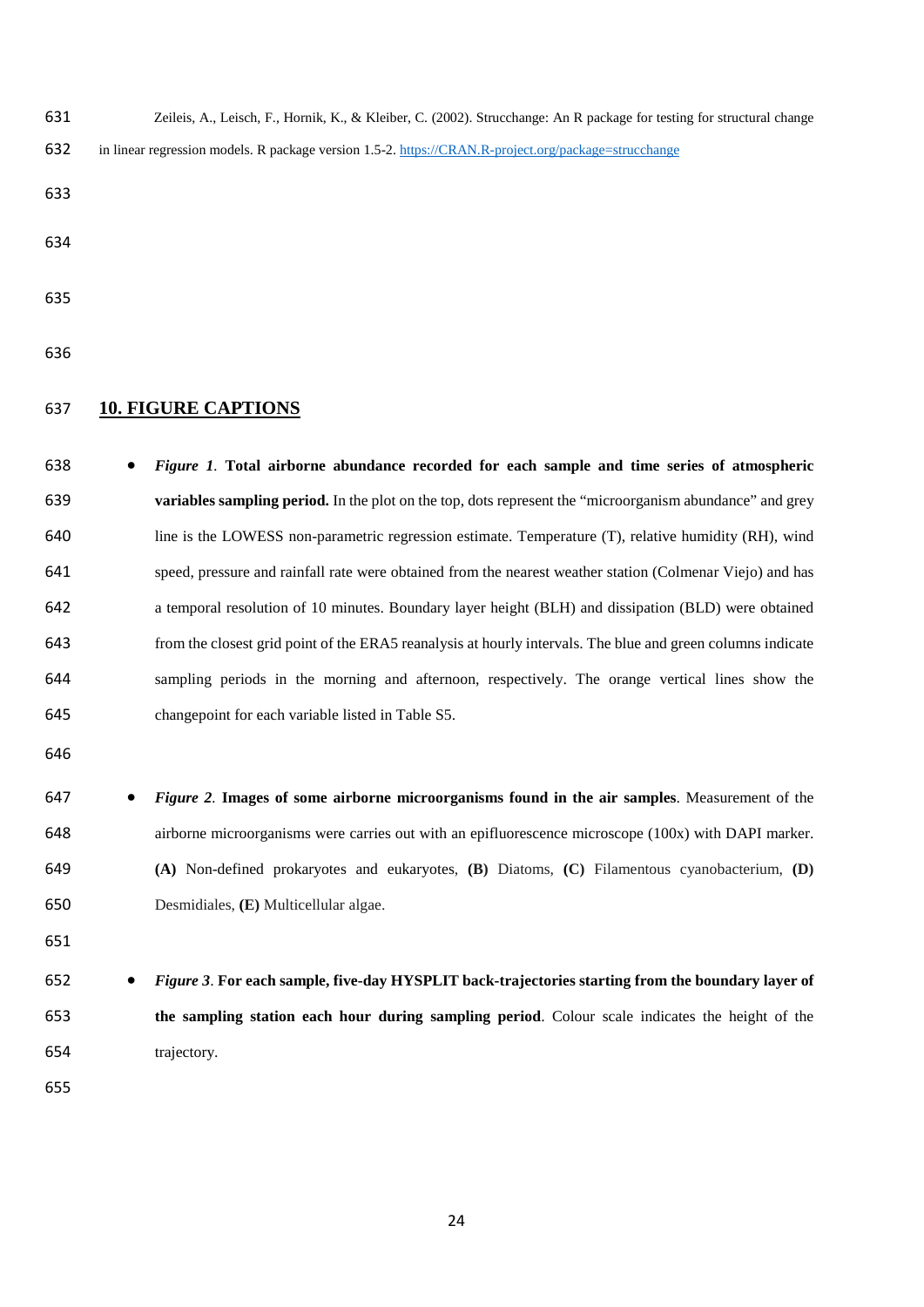Zeileis, A., Leisch, F., Hornik, K., & Kleiber, C. (2002). Strucchange: An R package for testing for structural change in linear regression models. R package version 1.5-2. https://CRAN.R-project.org/package=strucchange

## 10. FIGURE CAPTIONS

- ***Figure 1*. Total airborne abundance recorded for each sample and time series of atmospheric variables sampling period.** In the plot on the top, dots represent the "microorganism abundance" and grey line is the LOWESS non-parametric regression estimate. Temperature (T), relative humidity (RH), wind speed, pressure and rainfall rate were obtained from the nearest weather station (Colmenar Viejo) and has a temporal resolution of 10 minutes. Boundary layer height (BLH) and dissipation (BLD) were obtained from the closest grid point of the ERA5 reanalysis at hourly intervals. The blue and green columns indicate sampling periods in the morning and afternoon, respectively. The orange vertical lines show the changepoint for each variable listed in Table S5.

- ***Figure 2*. Images of some airborne microorganisms found in the air samples**. Measurement of the airborne microorganisms were carries out with an epifluorescence microscope (100x) with DAPI marker. **(A)** Non-defined prokaryotes and eukaryotes, **(B)** Diatoms, **(C)** Filamentous cyanobacterium, **(D)** Desmidiales, **(E)** Multicellular algae.

- ***Figure 3*. For each sample, five-day HYSPLIT back-trajectories starting from the boundary layer of the sampling station each hour during sampling period**. Colour scale indicates the height of the trajectory.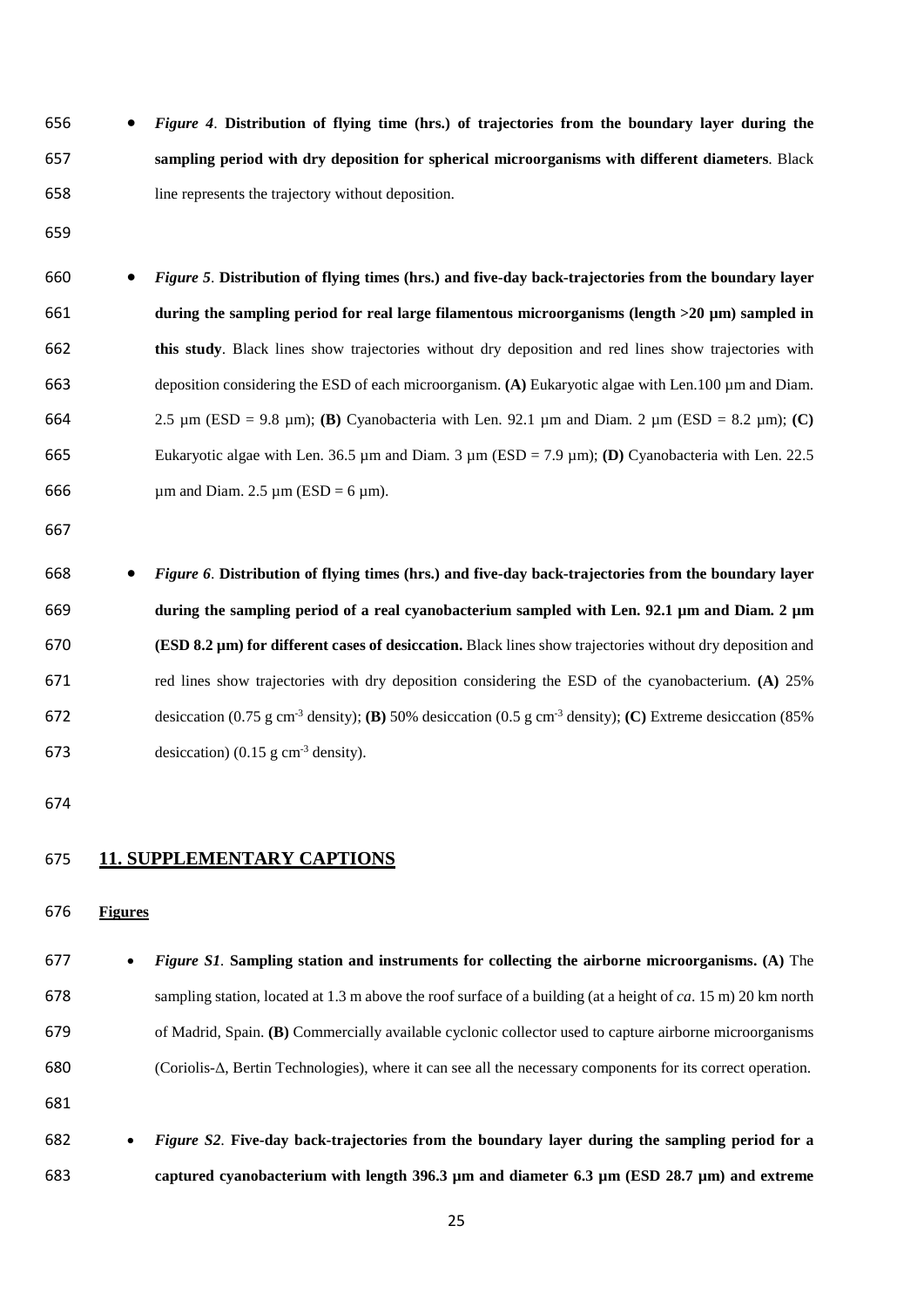- *Figure 4*. **Distribution of flying time (hrs.) of trajectories from the boundary layer during the sampling period with dry deposition for spherical microorganisms with different diameters**. Black line represents the trajectory without deposition.

- *Figure 5*. **Distribution of flying times (hrs.) and five-day back-trajectories from the boundary layer during the sampling period for real large filamentous microorganisms (length >20 µm) sampled in this study**. Black lines show trajectories without dry deposition and red lines show trajectories with deposition considering the ESD of each microorganism. **(A)** Eukaryotic algae with Len.100 µm and Diam. 2.5 µm (ESD = 9.8 µm); **(B)** Cyanobacteria with Len. 92.1 µm and Diam. 2 µm (ESD = 8.2 µm); **(C)** Eukaryotic algae with Len. 36.5 µm and Diam. 3 µm (ESD = 7.9 µm); **(D)** Cyanobacteria with Len. 22.5 µm and Diam. 2.5 µm (ESD = 6 µm).

- *Figure 6*. **Distribution of flying times (hrs.) and five-day back-trajectories from the boundary layer during the sampling period of a real cyanobacterium sampled with Len. 92.1 µm and Diam. 2 µm (ESD 8.2 µm) for different cases of desiccation.** Black lines show trajectories without dry deposition and red lines show trajectories with dry deposition considering the ESD of the cyanobacterium. **(A)** 25% desiccation (0.75 g $cm^{-3}$ density); **(B)** 50% desiccation (0.5 g $cm^{-3}$ density); **(C)** Extreme desiccation (85% desiccation) (0.15 g $cm^{-3}$ density).

## 11. SUPPLEMENTARY CAPTIONS

**Figures**

- *Figure S1*. **Sampling station and instruments for collecting the airborne microorganisms. (A)** The sampling station, located at 1.3 m above the roof surface of a building (at a height of *ca*. 15 m) 20 km north of Madrid, Spain. **(B)** Commercially available cyclonic collector used to capture airborne microorganisms (Coriolis-Δ, Bertin Technologies), where it can see all the necessary components for its correct operation.

- *Figure S2*. **Five-day back-trajectories from the boundary layer during the sampling period for a captured cyanobacterium with length 396.3 µm and diameter 6.3 µm (ESD 28.7 µm) and extreme**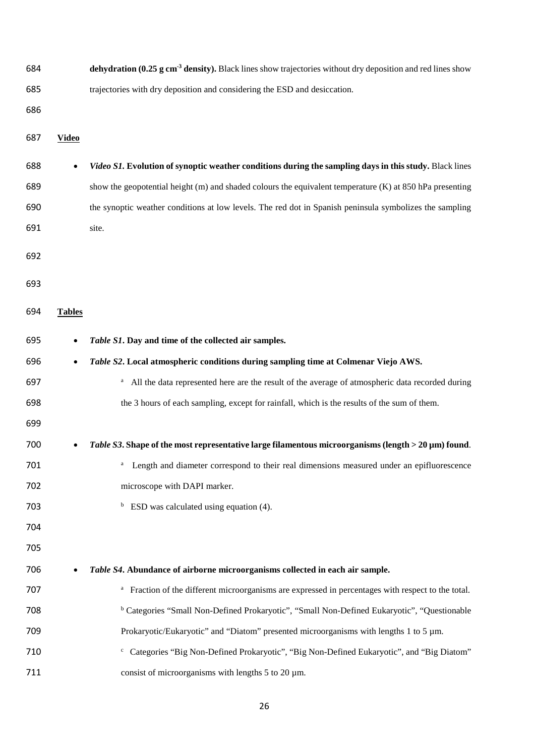**dehydration (0.25 g cm$^{-3}$ density).** Black lines show trajectories without dry deposition and red lines show trajectories with dry deposition and considering the ESD and desiccation.

## Video

- ***Video S1.* Evolution of synoptic weather conditions during the sampling days in this study.** Black lines show the geopotential height (m) and shaded colours the equivalent temperature (K) at 850 hPa presenting the synoptic weather conditions at low levels. The red dot in Spanish peninsula symbolizes the sampling site.

## Tables

- ***Table S1*. Day and time of the collected air samples.**
- ***Table S2*. Local atmospheric conditions during sampling time at Colmenar Viejo AWS.**

  [a] All the data represented here are the result of the average of atmospheric data recorded during the 3 hours of each sampling, except for rainfall, which is the results of the sum of them.

- ***Table S3*. Shape of the most representative large filamentous microorganisms (length > 20 µm) found**.

  [a] Length and diameter correspond to their real dimensions measured under an epifluorescence microscope with DAPI marker.

  [b] ESD was calculated using equation (4).

- ***Table S4*. Abundance of airborne microorganisms collected in each air sample.**

  [a] Fraction of the different microorganisms are expressed in percentages with respect to the total.

  [b] Categories "Small Non-Defined Prokaryotic", "Small Non-Defined Eukaryotic", "Questionable Prokaryotic/Eukaryotic" and "Diatom" presented microorganisms with lengths 1 to 5 µm.

  [c] Categories "Big Non-Defined Prokaryotic", "Big Non-Defined Eukaryotic", and "Big Diatom" consist of microorganisms with lengths 5 to 20 µm.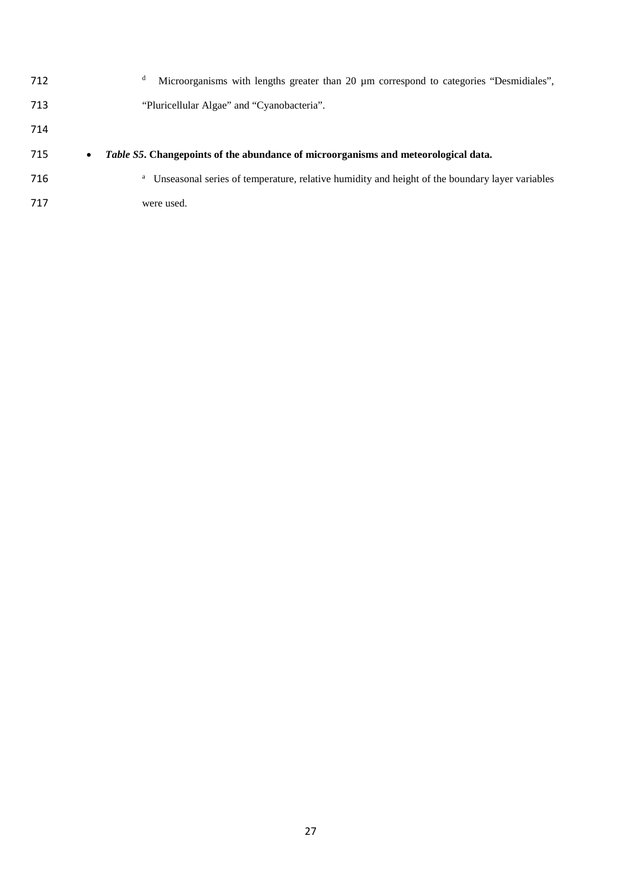[d] Microorganisms with lengths greater than 20 µm correspond to categories "Desmidiales", "Pluricellular Algae" and "Cyanobacteria".

- ***Table S5*. Changepoints of the abundance of microorganisms and meteorological data.**

  [a] Unseasonal series of temperature, relative humidity and height of the boundary layer variables were used.